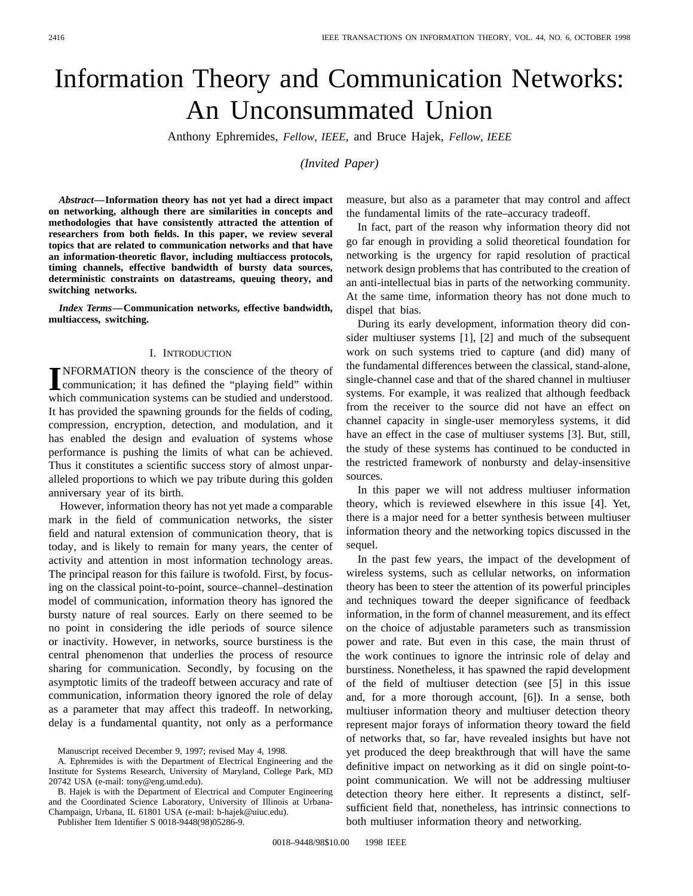# Information Theory and Communication Networks: An Unconsummated Union

Anthony Ephremides, *Fellow, IEEE*, and Bruce Hajek, *Fellow, IEEE*

*(Invited Paper)*

***Abstract*—Information theory has not yet had a direct impact on networking, although there are similarities in concepts and methodologies that have consistently attracted the attention of researchers from both fields. In this paper, we review several topics that are related to communication networks and that have an information-theoretic flavor, including multiaccess protocols, timing channels, effective bandwidth of bursty data sources, deterministic constraints on datastreams, queuing theory, and switching networks.**

***Index Terms*—Communication networks, effective bandwidth, multiaccess, switching.**

## I. Introduction

INFORMATION theory is the conscience of the theory of communication; it has defined the "playing field" within which communication systems can be studied and understood. It has provided the spawning grounds for the fields of coding, compression, encryption, detection, and modulation, and it has enabled the design and evaluation of systems whose performance is pushing the limits of what can be achieved. Thus it constitutes a scientific success story of almost unparalleled proportions to which we pay tribute during this golden anniversary year of its birth.

However, information theory has not yet made a comparable mark in the field of communication networks, the sister field and natural extension of communication theory, that is today, and is likely to remain for many years, the center of activity and attention in most information technology areas. The principal reason for this failure is twofold. First, by focusing on the classical point-to-point, source–channel–destination model of communication, information theory has ignored the bursty nature of real sources. Early on there seemed to be no point in considering the idle periods of source silence or inactivity. However, in networks, source burstiness is the central phenomenon that underlies the process of resource sharing for communication. Secondly, by focusing on the asymptotic limits of the tradeoff between accuracy and rate of communication, information theory ignored the role of delay as a parameter that may affect this tradeoff. In networking, delay is a fundamental quantity, not only as a performance measure, but also as a parameter that may control and affect the fundamental limits of the rate–accuracy tradeoff.

In fact, part of the reason why information theory did not go far enough in providing a solid theoretical foundation for networking is the urgency for rapid resolution of practical network design problems that has contributed to the creation of an anti-intellectual bias in parts of the networking community. At the same time, information theory has not done much to dispel that bias.

During its early development, information theory did consider multiuser systems [1], [2] and much of the subsequent work on such systems tried to capture (and did) many of the fundamental differences between the classical, stand-alone, single-channel case and that of the shared channel in multiuser systems. For example, it was realized that although feedback from the receiver to the source did not have an effect on channel capacity in single-user memoryless systems, it did have an effect in the case of multiuser systems [3]. But, still, the study of these systems has continued to be conducted in the restricted framework of nonbursty and delay-insensitive sources.

In this paper we will not address multiuser information theory, which is reviewed elsewhere in this issue [4]. Yet, there is a major need for a better synthesis between multiuser information theory and the networking topics discussed in the sequel.

In the past few years, the impact of the development of wireless systems, such as cellular networks, on information theory has been to steer the attention of its powerful principles and techniques toward the deeper significance of feedback information, in the form of channel measurement, and its effect on the choice of adjustable parameters such as transmission power and rate. But even in this case, the main thrust of the work continues to ignore the intrinsic role of delay and burstiness. Nonetheless, it has spawned the rapid development of the field of multiuser detection (see [5] in this issue and, for a more thorough account, [6]). In a sense, both multiuser information theory and multiuser detection theory represent major forays of information theory toward the field of networks that, so far, have revealed insights but have not yet produced the deep breakthrough that will have the same definitive impact on networking as it did on single point-to-point communication. We will not be addressing multiuser detection theory here either. It represents a distinct, self-sufficient field that, nonetheless, has intrinsic connections to both multiuser information theory and networking.

Manuscript received December 9, 1997; revised May 4, 1998.

A. Ephremides is with the Department of Electrical Engineering and the Institute for Systems Research, University of Maryland, College Park, MD 20742 USA (e-mail: tony@eng.umd.edu).

B. Hajek is with the Department of Electrical and Computer Engineering and the Coordinated Science Laboratory, University of Illinois at Urbana-Champaign, Urbana, IL 61801 USA (e-mail: b-hajek@uiuc.edu).

Publisher Item Identifier S 0018-9448(98)05286-9.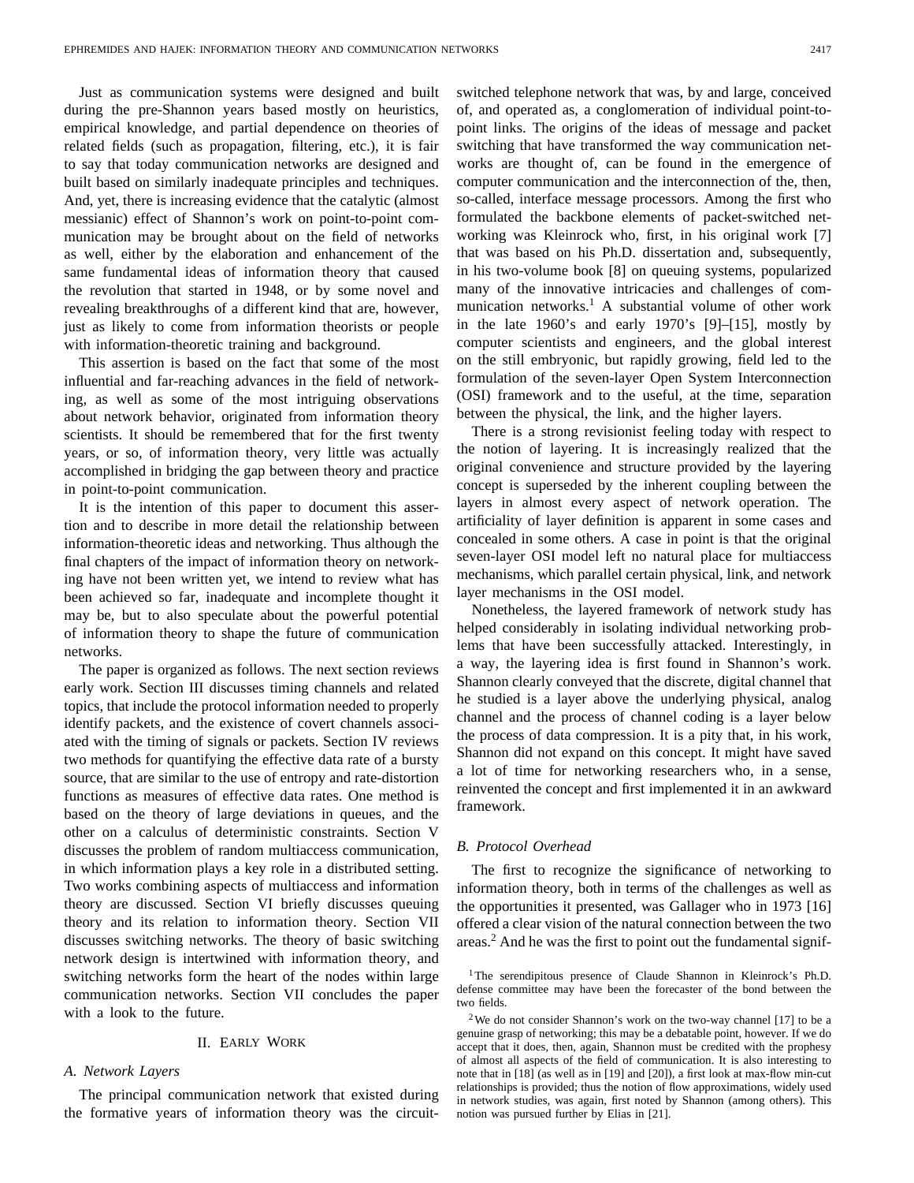Just as communication systems were designed and built during the pre-Shannon years based mostly on heuristics, empirical knowledge, and partial dependence on theories of related fields (such as propagation, filtering, etc.), it is fair to say that today communication networks are designed and built based on similarly inadequate principles and techniques. And, yet, there is increasing evidence that the catalytic (almost messianic) effect of Shannon's work on point-to-point communication may be brought about on the field of networks as well, either by the elaboration and enhancement of the same fundamental ideas of information theory that caused the revolution that started in 1948, or by some novel and revealing breakthroughs of a different kind that are, however, just as likely to come from information theorists or people with information-theoretic training and background.

This assertion is based on the fact that some of the most influential and far-reaching advances in the field of networking, as well as some of the most intriguing observations about network behavior, originated from information theory scientists. It should be remembered that for the first twenty years, or so, of information theory, very little was actually accomplished in bridging the gap between theory and practice in point-to-point communication.

It is the intention of this paper to document this assertion and to describe in more detail the relationship between information-theoretic ideas and networking. Thus although the final chapters of the impact of information theory on networking have not been written yet, we intend to review what has been achieved so far, inadequate and incomplete thought it may be, but to also speculate about the powerful potential of information theory to shape the future of communication networks.

The paper is organized as follows. The next section reviews early work. Section III discusses timing channels and related topics, that include the protocol information needed to properly identify packets, and the existence of covert channels associated with the timing of signals or packets. Section IV reviews two methods for quantifying the effective data rate of a bursty source, that are similar to the use of entropy and rate-distortion functions as measures of effective data rates. One method is based on the theory of large deviations in queues, and the other on a calculus of deterministic constraints. Section V discusses the problem of random multiaccess communication, in which information plays a key role in a distributed setting. Two works combining aspects of multiaccess and information theory are discussed. Section VI briefly discusses queuing theory and its relation to information theory. Section VII discusses switching networks. The theory of basic switching network design is intertwined with information theory, and switching networks form the heart of the nodes within large communication networks. Section VII concludes the paper with a look to the future.

## II. Early Work

### A. Network Layers

The principal communication network that existed during the formative years of information theory was the circuit-switched telephone network that was, by and large, conceived of, and operated as, a conglomeration of individual point-to-point links. The origins of the ideas of message and packet switching that have transformed the way communication networks are thought of, can be found in the emergence of computer communication and the interconnection of the, then, so-called, interface message processors. Among the first who formulated the backbone elements of packet-switched networking was Kleinrock who, first, in his original work [7] that was based on his Ph.D. dissertation and, subsequently, in his two-volume book [8] on queuing systems, popularized many of the innovative intricacies and challenges of communication networks.[1] A substantial volume of other work in the late 1960's and early 1970's [9]–[15], mostly by computer scientists and engineers, and the global interest on the still embryonic, but rapidly growing, field led to the formulation of the seven-layer Open System Interconnection (OSI) framework and to the useful, at the time, separation between the physical, the link, and the higher layers.

There is a strong revisionist feeling today with respect to the notion of layering. It is increasingly realized that the original convenience and structure provided by the layering concept is superseded by the inherent coupling between the layers in almost every aspect of network operation. The artificiality of layer definition is apparent in some cases and concealed in some others. A case in point is that the original seven-layer OSI model left no natural place for multiaccess mechanisms, which parallel certain physical, link, and network layer mechanisms in the OSI model.

Nonetheless, the layered framework of network study has helped considerably in isolating individual networking problems that have been successfully attacked. Interestingly, in a way, the layering idea is first found in Shannon's work. Shannon clearly conveyed that the discrete, digital channel that he studied is a layer above the underlying physical, analog channel and the process of channel coding is a layer below the process of data compression. It is a pity that, in his work, Shannon did not expand on this concept. It might have saved a lot of time for networking researchers who, in a sense, reinvented the concept and first implemented it in an awkward framework.

### B. Protocol Overhead

The first to recognize the significance of networking to information theory, both in terms of the challenges as well as the opportunities it presented, was Gallager who in 1973 [16] offered a clear vision of the natural connection between the two areas.[2] And he was the first to point out the fundamental signif-

[1] The serendipitous presence of Claude Shannon in Kleinrock's Ph.D. defense committee may have been the forecaster of the bond between the two fields.

[2] We do not consider Shannon's work on the two-way channel [17] to be a genuine grasp of networking; this may be a debatable point, however. If we do accept that it does, then, again, Shannon must be credited with the prophesy of almost all aspects of the field of communication. It is also interesting to note that in [18] (as well as in [19] and [20]), a first look at max-flow min-cut relationships is provided; thus the notion of flow approximations, widely used in network studies, was again, first noted by Shannon (among others). This notion was pursued further by Elias in [21].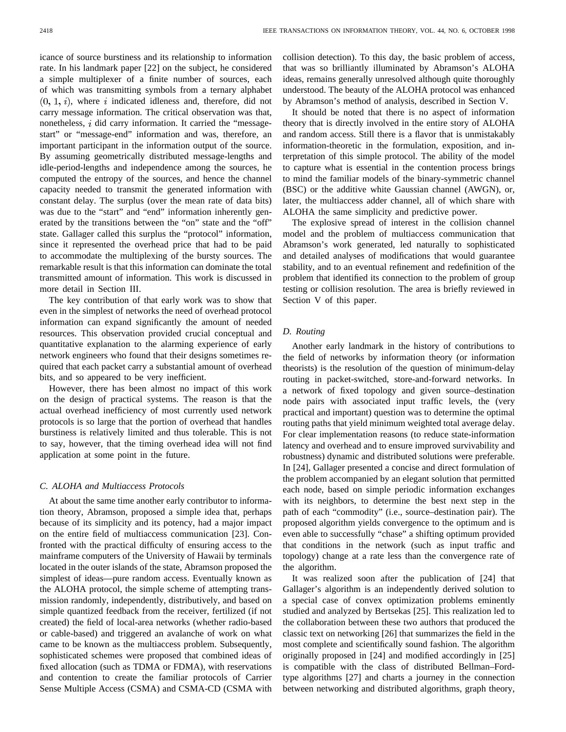icance of source burstiness and its relationship to information rate. In his landmark paper [22] on the subject, he considered a simple multiplexer of a finite number of sources, each of which was transmitting symbols from a ternary alphabet $(0, 1, i)$, where $i$ indicated idleness and, therefore, did not carry message information. The critical observation was that, nonetheless, $i$ did carry information. It carried the "message-start" or "message-end" information and was, therefore, an important participant in the information output of the source. By assuming geometrically distributed message-lengths and idle-period-lengths and independence among the sources, he computed the entropy of the sources, and hence the channel capacity needed to transmit the generated information with constant delay. The surplus (over the mean rate of data bits) was due to the "start" and "end" information inherently generated by the transitions between the "on" state and the "off" state. Gallager called this surplus the "protocol" information, since it represented the overhead price that had to be paid to accommodate the multiplexing of the bursty sources. The remarkable result is that this information can dominate the total transmitted amount of information. This work is discussed in more detail in Section III.

The key contribution of that early work was to show that even in the simplest of networks the need of overhead protocol information can expand significantly the amount of needed resources. This observation provided crucial conceptual and quantitative explanation to the alarming experience of early network engineers who found that their designs sometimes required that each packet carry a substantial amount of overhead bits, and so appeared to be very inefficient.

However, there has been almost no impact of this work on the design of practical systems. The reason is that the actual overhead inefficiency of most currently used network protocols is so large that the portion of overhead that handles burstiness is relatively limited and thus tolerable. This is not to say, however, that the timing overhead idea will not find application at some point in the future.

### C. ALOHA and Multiaccess Protocols

At about the same time another early contributor to information theory, Abramson, proposed a simple idea that, perhaps because of its simplicity and its potency, had a major impact on the entire field of multiaccess communication [23]. Confronted with the practical difficulty of ensuring access to the mainframe computers of the University of Hawaii by terminals located in the outer islands of the state, Abramson proposed the simplest of ideas—pure random access. Eventually known as the ALOHA protocol, the simple scheme of attempting transmission randomly, independently, distributively, and based on simple quantized feedback from the receiver, fertilized (if not created) the field of local-area networks (whether radio-based or cable-based) and triggered an avalanche of work on what came to be known as the multiaccess problem. Subsequently, sophisticated schemes were proposed that combined ideas of fixed allocation (such as TDMA or FDMA), with reservations and contention to create the familiar protocols of Carrier Sense Multiple Access (CSMA) and CSMA-CD (CSMA with collision detection). To this day, the basic problem of access, that was so brilliantly illuminated by Abramson's ALOHA ideas, remains generally unresolved although quite thoroughly understood. The beauty of the ALOHA protocol was enhanced by Abramson's method of analysis, described in Section V.

It should be noted that there is no aspect of information theory that is directly involved in the entire story of ALOHA and random access. Still there is a flavor that is unmistakably information-theoretic in the formulation, exposition, and interpretation of this simple protocol. The ability of the model to capture what is essential in the contention process brings to mind the familiar models of the binary-symmetric channel (BSC) or the additive white Gaussian channel (AWGN), or, later, the multiaccess adder channel, all of which share with ALOHA the same simplicity and predictive power.

The explosive spread of interest in the collision channel model and the problem of multiaccess communication that Abramson's work generated, led naturally to sophisticated and detailed analyses of modifications that would guarantee stability, and to an eventual refinement and redefinition of the problem that identified its connection to the problem of group testing or collision resolution. The area is briefly reviewed in Section V of this paper.

### D. Routing

Another early landmark in the history of contributions to the field of networks by information theory (or information theorists) is the resolution of the question of minimum-delay routing in packet-switched, store-and-forward networks. In a network of fixed topology and given source–destination node pairs with associated input traffic levels, the (very practical and important) question was to determine the optimal routing paths that yield minimum weighted total average delay. For clear implementation reasons (to reduce state-information latency and overhead and to ensure improved survivability and robustness) dynamic and distributed solutions were preferable. In [24], Gallager presented a concise and direct formulation of the problem accompanied by an elegant solution that permitted each node, based on simple periodic information exchanges with its neighbors, to determine the best next step in the path of each "commodity" (i.e., source–destination pair). The proposed algorithm yields convergence to the optimum and is even able to successfully "chase" a shifting optimum provided that conditions in the network (such as input traffic and topology) change at a rate less than the convergence rate of the algorithm.

It was realized soon after the publication of [24] that Gallager's algorithm is an independently derived solution to a special case of convex optimization problems eminently studied and analyzed by Bertsekas [25]. This realization led to the collaboration between these two authors that produced the classic text on networking [26] that summarizes the field in the most complete and scientifically sound fashion. The algorithm originally proposed in [24] and modified accordingly in [25] is compatible with the class of distributed Bellman–Ford-type algorithms [27] and charts a journey in the connection between networking and distributed algorithms, graph theory,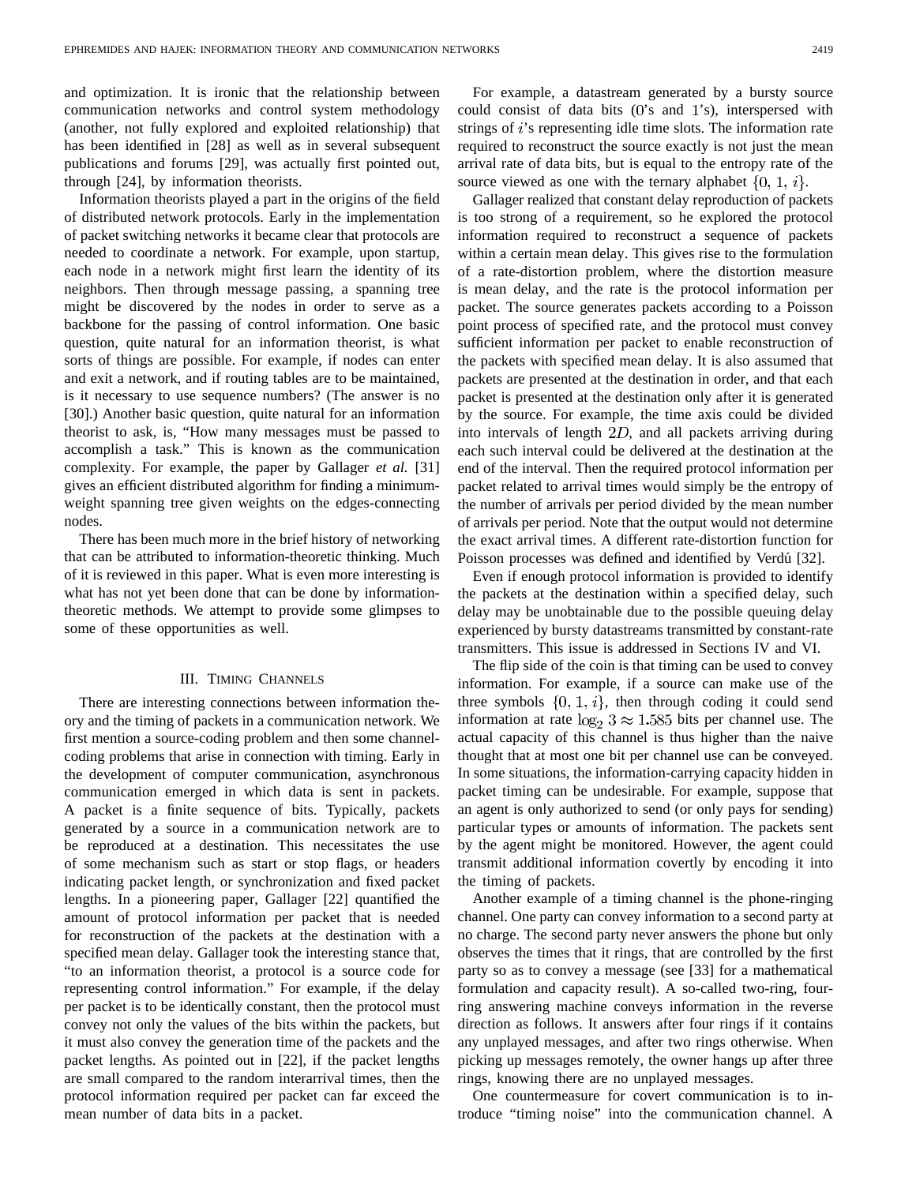and optimization. It is ironic that the relationship between communication networks and control system methodology (another, not fully explored and exploited relationship) that has been identified in [28] as well as in several subsequent publications and forums [29], was actually first pointed out, through [24], by information theorists.

Information theorists played a part in the origins of the field of distributed network protocols. Early in the implementation of packet switching networks it became clear that protocols are needed to coordinate a network. For example, upon startup, each node in a network might first learn the identity of its neighbors. Then through message passing, a spanning tree might be discovered by the nodes in order to serve as a backbone for the passing of control information. One basic question, quite natural for an information theorist, is what sorts of things are possible. For example, if nodes can enter and exit a network, and if routing tables are to be maintained, is it necessary to use sequence numbers? (The answer is no [30].) Another basic question, quite natural for an information theorist to ask, is, "How many messages must be passed to accomplish a task." This is known as the communication complexity. For example, the paper by Gallager *et al.* [31] gives an efficient distributed algorithm for finding a minimum-weight spanning tree given weights on the edges-connecting nodes.

There has been much more in the brief history of networking that can be attributed to information-theoretic thinking. Much of it is reviewed in this paper. What is even more interesting is what has not yet been done that can be done by information-theoretic methods. We attempt to provide some glimpses to some of these opportunities as well.

## III. Timing Channels

There are interesting connections between information theory and the timing of packets in a communication network. We first mention a source-coding problem and then some channel-coding problems that arise in connection with timing. Early in the development of computer communication, asynchronous communication emerged in which data is sent in packets. A packet is a finite sequence of bits. Typically, packets generated by a source in a communication network are to be reproduced at a destination. This necessitates the use of some mechanism such as start or stop flags, or headers indicating packet length, or synchronization and fixed packet lengths. In a pioneering paper, Gallager [22] quantified the amount of protocol information per packet that is needed for reconstruction of the packets at the destination with a specified mean delay. Gallager took the interesting stance that, "to an information theorist, a protocol is a source code for representing control information." For example, if the delay per packet is to be identically constant, then the protocol must convey not only the values of the bits within the packets, but it must also convey the generation time of the packets and the packet lengths. As pointed out in [22], if the packet lengths are small compared to the random interarrival times, then the protocol information required per packet can far exceed the mean number of data bits in a packet.

For example, a datastream generated by a bursty source could consist of data bits (0's and 1's), interspersed with strings of $i$'s representing idle time slots. The information rate required to reconstruct the source exactly is not just the mean arrival rate of data bits, but is equal to the entropy rate of the source viewed as one with the ternary alphabet $\{0, 1, i\}$.

Gallager realized that constant delay reproduction of packets is too strong of a requirement, so he explored the protocol information required to reconstruct a sequence of packets within a certain mean delay. This gives rise to the formulation of a rate-distortion problem, where the distortion measure is mean delay, and the rate is the protocol information per packet. The source generates packets according to a Poisson point process of specified rate, and the protocol must convey sufficient information per packet to enable reconstruction of the packets with specified mean delay. It is also assumed that packets are presented at the destination in order, and that each packet is presented at the destination only after it is generated by the source. For example, the time axis could be divided into intervals of length $2D$, and all packets arriving during each such interval could be delivered at the destination at the end of the interval. Then the required protocol information per packet related to arrival times would simply be the entropy of the number of arrivals per period divided by the mean number of arrivals per period. Note that the output would not determine the exact arrival times. A different rate-distortion function for Poisson processes was defined and identified by Verdú [32].

Even if enough protocol information is provided to identify the packets at the destination within a specified delay, such delay may be unobtainable due to the possible queuing delay experienced by bursty datastreams transmitted by constant-rate transmitters. This issue is addressed in Sections IV and VI.

The flip side of the coin is that timing can be used to convey information. For example, if a source can make use of the three symbols $\{0, 1, i\}$, then through coding it could send information at rate $\log_2 3 \approx 1.585$ bits per channel use. The actual capacity of this channel is thus higher than the naive thought that at most one bit per channel use can be conveyed. In some situations, the information-carrying capacity hidden in packet timing can be undesirable. For example, suppose that an agent is only authorized to send (or only pays for sending) particular types or amounts of information. The packets sent by the agent might be monitored. However, the agent could transmit additional information covertly by encoding it into the timing of packets.

Another example of a timing channel is the phone-ringing channel. One party can convey information to a second party at no charge. The second party never answers the phone but only observes the times that it rings, that are controlled by the first party so as to convey a message (see [33] for a mathematical formulation and capacity result). A so-called two-ring, four-ring answering machine conveys information in the reverse direction as follows. It answers after four rings if it contains any unplayed messages, and after two rings otherwise. When picking up messages remotely, the owner hangs up after three rings, knowing there are no unplayed messages.

One countermeasure for covert communication is to introduce "timing noise" into the communication channel. A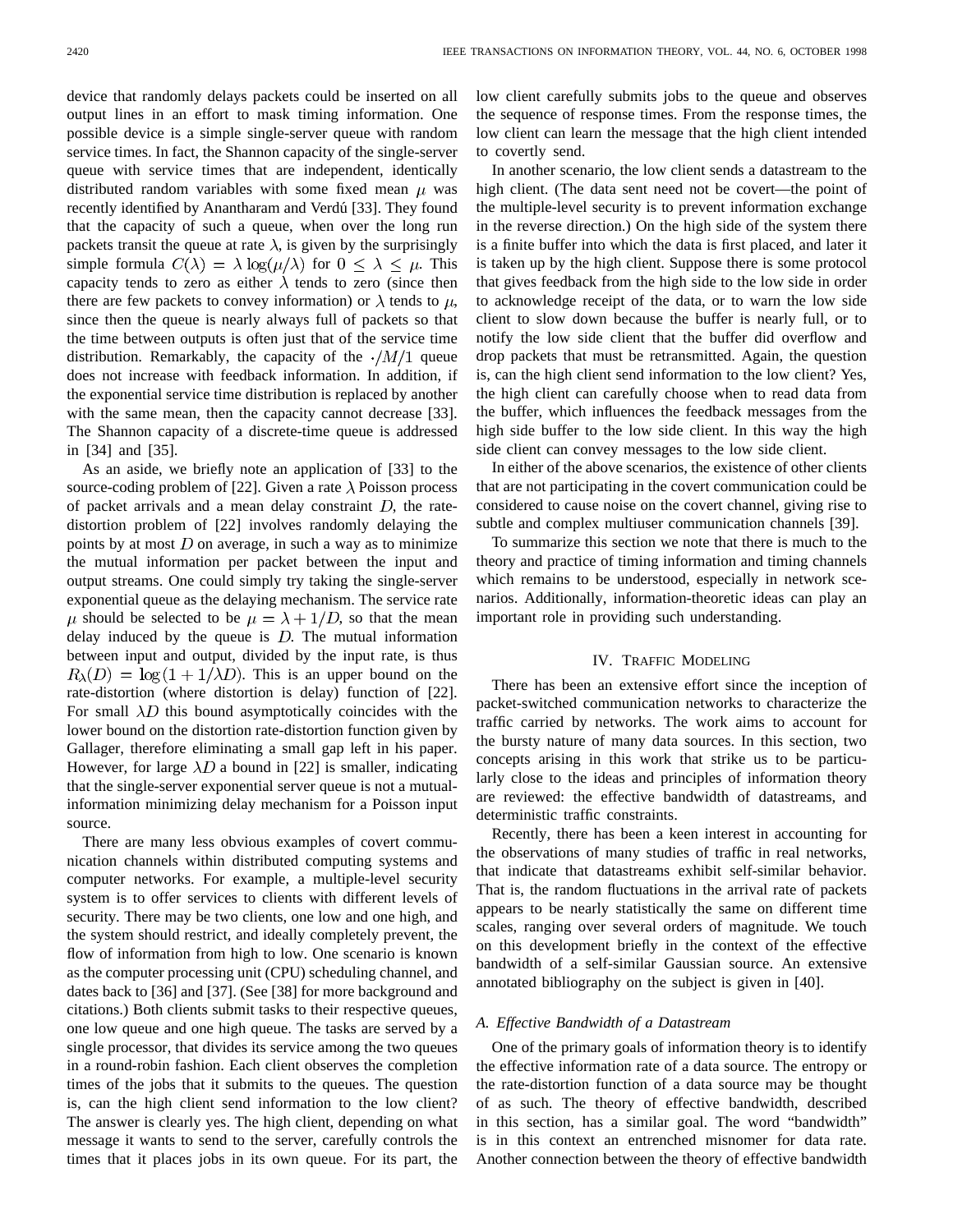device that randomly delays packets could be inserted on all output lines in an effort to mask timing information. One possible device is a simple single-server queue with random service times. In fact, the Shannon capacity of the single-server queue with service times that are independent, identically distributed random variables with some fixed mean $\mu$ was recently identified by Anantharam and Verdú [33]. They found that the capacity of such a queue, when over the long run packets transit the queue at rate $\lambda$, is given by the surprisingly simple formula $C(\lambda) = \lambda \log(\mu/\lambda)$ for $0 \leq \lambda \leq \mu$. This capacity tends to zero as either $\lambda$ tends to zero (since then there are few packets to convey information) or $\lambda$ tends to $\mu$, since then the queue is nearly always full of packets so that the time between outputs is often just that of the service time distribution. Remarkably, the capacity of the $\cdot/M/1$ queue does not increase with feedback information. In addition, if the exponential service time distribution is replaced by another with the same mean, then the capacity cannot decrease [33]. The Shannon capacity of a discrete-time queue is addressed in [34] and [35].

As an aside, we briefly note an application of [33] to the source-coding problem of [22]. Given a rate $\lambda$ Poisson process of packet arrivals and a mean delay constraint $D$, the rate-distortion problem of [22] involves randomly delaying the points by at most $D$ on average, in such a way as to minimize the mutual information per packet between the input and output streams. One could simply try taking the single-server exponential queue as the delaying mechanism. The service rate $\mu$ should be selected to be $\mu = \lambda + 1/D$, so that the mean delay induced by the queue is $D$. The mutual information between input and output, divided by the input rate, is thus $R_\lambda(D) = \log(1 + 1/\lambda D)$. This is an upper bound on the rate-distortion (where distortion is delay) function of [22]. For small $\lambda D$ this bound asymptotically coincides with the lower bound on the distortion rate-distortion function given by Gallager, therefore eliminating a small gap left in his paper. However, for large $\lambda D$ a bound in [22] is smaller, indicating that the single-server exponential queue is not a mutual-information minimizing delay mechanism for a Poisson input source.

There are many less obvious examples of covert communication channels within distributed computing systems and computer networks. For example, a multiple-level security system is to offer services to clients with different levels of security. There may be two clients, one low and one high, and the system should restrict, and ideally completely prevent, the flow of information from high to low. One scenario is known as the computer processing unit (CPU) scheduling channel, and dates back to [36] and [37]. (See [38] for more background and citations.) Both clients submit tasks to their respective queues, one low queue and one high queue. The tasks are served by a single processor, that divides its service among the two queues in a round-robin fashion. Each client observes the completion times of the jobs that it submits to the queues. The question is, can the high client send information to the low client? The answer is clearly yes. The high client, depending on what message it wants to send to the server, carefully controls the times that it places jobs in its own queue. For its part, the low client carefully submits jobs to the queue and observes the sequence of response times. From the response times, the low client can learn the message that the high client intended to covertly send.

In another scenario, the low client sends a datastream to the high client. (The data sent need not be covert—the point of the multiple-level security is to prevent information exchange in the reverse direction.) On the high side of the system there is a finite buffer into which the data is first placed, and later it is taken up by the high client. Suppose there is some protocol that gives feedback from the high side to the low side in order to acknowledge receipt of the data, or to warn the low side client to slow down because the buffer is nearly full, or to notify the low side client that the buffer did overflow and drop packets that must be retransmitted. Again, the question is, can the high client send information to the low client? Yes, the high client can carefully choose when to read data from the buffer, which influences the feedback messages from the high side buffer to the low side client. In this way the high side client can convey messages to the low side client.

In either of the above scenarios, the existence of other clients that are not participating in the covert communication could be considered to cause noise on the covert channel, giving rise to subtle and complex multiuser communication channels [39].

To summarize this section we note that there is much to the theory and practice of timing information and timing channels which remains to be understood, especially in network scenarios. Additionally, information-theoretic ideas can play an important role in providing such understanding.

## IV. Traffic Modeling

There has been an extensive effort since the inception of packet-switched communication networks to characterize the traffic carried by networks. The work aims to account for the bursty nature of many data sources. In this section, two concepts arising in this work that strike us to be particularly close to the ideas and principles of information theory are reviewed: the effective bandwidth of datastreams, and deterministic traffic constraints.

Recently, there has been a keen interest in accounting for the observations of many studies of traffic in real networks, that indicate that datastreams exhibit self-similar behavior. That is, the random fluctuations in the arrival rate of packets appears to be nearly statistically the same on different time scales, ranging over several orders of magnitude. We touch on this development briefly in the context of the effective bandwidth of a self-similar Gaussian source. An extensive annotated bibliography on the subject is given in [40].

### A. Effective Bandwidth of a Datastream

One of the primary goals of information theory is to identify the effective information rate of a data source. The entropy or the rate-distortion function of a data source may be thought of as such. The theory of effective bandwidth, described in this section, has a similar goal. The word "bandwidth" is in this context an entrenched misnomer for data rate. Another connection between the theory of effective bandwidth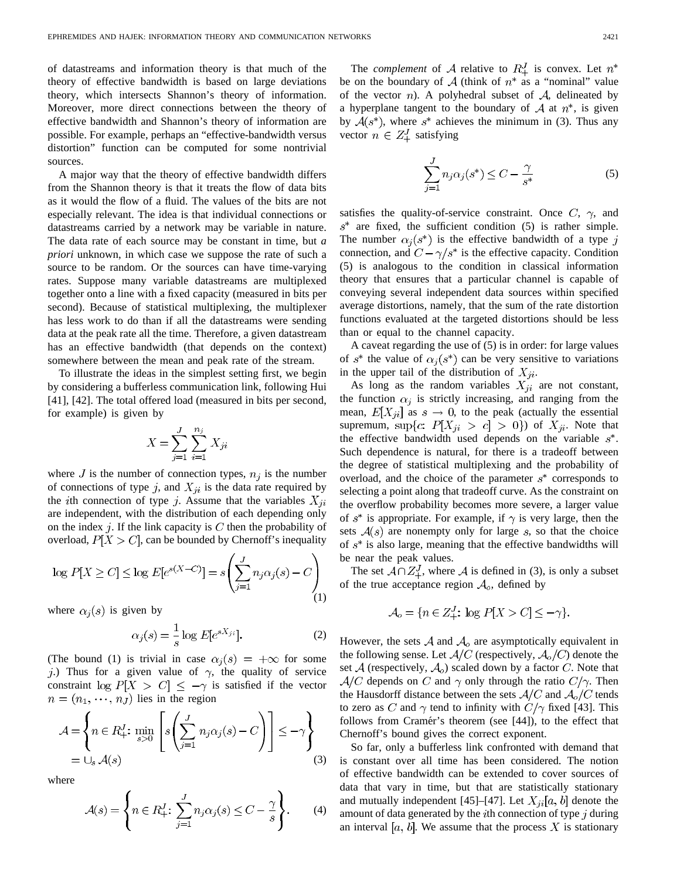of datastreams and information theory is that much of the theory of effective bandwidth is based on large deviations theory, which intersects Shannon's theory of information. Moreover, more direct connections between the theory of effective bandwidth and Shannon's theory of information are possible. For example, perhaps an "effective-bandwidth versus distortion" function can be computed for some nontrivial sources.

A major way that the theory of effective bandwidth differs from the Shannon theory is that it treats the flow of data bits as it would the flow of a fluid. The values of the bits are not especially relevant. The idea is that individual connections or datastreams carried by a network may be variable in nature. The data rate of each source may be constant in time, but *a priori* unknown, in which case we suppose the rate of such a source to be random. Or the sources can have time-varying rates. Suppose many variable datastreams are multiplexed together onto a line with a fixed capacity (measured in bits per second). Because of statistical multiplexing, the multiplexer has less work to do than if all the datastreams were sending data at the peak rate all the time. Therefore, a given datastream has an effective bandwidth (that depends on the context) somewhere between the mean and peak rate of the stream.

To illustrate the ideas in the simplest setting first, we begin by considering a bufferless communication link, following Hui [41], [42]. The total offered load (measured in bits per second, for example) is given by

$$X = \sum_{j=1}^{J} \sum_{i=1}^{n_j} X_{ji}$$

where $J$ is the number of connection types, $n_j$ is the number of connections of type $j$, and $X_{ji}$ is the data rate required by the $i$th connection of type $j$. Assume that the variables $X_{ji}$ are independent, with the distribution of each depending only on the index $j$. If the link capacity is $C$ then the probability of overload, $P[X > C]$, can be bounded by Chernoff's inequality

$$\log P[X \geq C] \leq \log E[e^{s(X-C)}] = s\left(\sum_{j=1}^{J} n_j \alpha_j(s) - C\right) \tag{1}$$

where $\alpha_j(s)$ is given by

$$\alpha_j(s) = \frac{1}{s} \log E[e^{sX_{ji}}]. \tag{2}$$

(The bound (1) is trivial in case $\alpha_j(s) = +\infty$ for some $j$.) Thus for a given value of $\gamma$, the quality of service constraint $\log P[X > C] \leq -\gamma$ is satisfied if the vector $n = (n_1, \cdots, n_J)$ lies in the region

$$\begin{aligned} \mathcal{A} &= \left\{ n \in R_+^J \colon \min_{s>0} \left[ s\left(\sum_{j=1}^{J} n_j \alpha_j(s) - C\right)\right] \leq -\gamma \right\} \\ &= \cup_s \mathcal{A}(s) \end{aligned} \tag{3}$$

where

$$\mathcal{A}(s) = \left\{ n \in R_+^J \colon \sum_{j=1}^{J} n_j \alpha_j(s) \leq C - \frac{\gamma}{s} \right\}. \tag{4}$$

The *complement* of $\mathcal{A}$ relative to $R_+^J$ is convex. Let $n^*$ be on the boundary of $\mathcal{A}$ (think of $n^*$ as a "nominal" value of the vector $n$). A polyhedral subset of $\mathcal{A}$, delineated by a hyperplane tangent to the boundary of $\mathcal{A}$ at $n^*$, is given by $\mathcal{A}(s^*)$, where $s^*$ achieves the minimum in (3). Thus any vector $n \in Z_+^J$ satisfying

$$\sum_{j=1}^{J} n_j \alpha_j(s^*) \leq C - \frac{\gamma}{s^*} \tag{5}$$

satisfies the quality-of-service constraint. Once $C$, $\gamma$, and $s^*$ are fixed, the sufficient condition (5) is rather simple. The number $\alpha_j(s^*)$ is the effective bandwidth of a type $j$ connection, and $C - \gamma/s^*$ is the effective capacity. Condition (5) is analogous to the condition in classical information theory that ensures that a particular channel is capable of conveying several independent data sources within specified average distortions, namely, that the sum of the rate distortion functions evaluated at the targeted distortions should be less than or equal to the channel capacity.

A caveat regarding the use of (5) is in order: for large values of $s^*$ the value of $\alpha_j(s^*)$ can be very sensitive to variations in the upper tail of the distribution of $X_{ji}$.

As long as the random variables $X_{ji}$ are not constant, the function $\alpha_j$ is strictly increasing, and ranging from the mean, $E[X_{ji}]$ as $s \to 0$, to the peak (actually the essential supremum, $\sup\{c\colon P[X_{ji} > c] > 0\}$) of $X_{ji}$. Note that the effective bandwidth used depends on the variable $s^*$. Such dependence is natural, for there is a tradeoff between the degree of statistical multiplexing and the probability of overload, and the choice of the parameter $s^*$ corresponds to selecting a point along that tradeoff curve. As the constraint on the overflow probability becomes more severe, a larger value of $s^*$ is appropriate. For example, if $\gamma$ is very large, then the sets $\mathcal{A}(s)$ are nonempty only for large $s$, so that the choice of $s^*$ is also large, meaning that the effective bandwidths will be near the peak values.

The set $\mathcal{A} \cap Z_+^J$, where $\mathcal{A}$ is defined in (3), is only a subset of the true acceptance region $\mathcal{A}_o$, defined by

$$\mathcal{A}_o = \{n \in Z_+^J \colon \log P[X > C] \leq -\gamma\}.$$

However, the sets $\mathcal{A}$ and $\mathcal{A}_o$ are asymptotically equivalent in the following sense. Let $\mathcal{A}/C$ (respectively, $\mathcal{A}_o/C$) denote the set $\mathcal{A}$ (respectively, $\mathcal{A}_o$) scaled down by a factor $C$. Note that $\mathcal{A}/C$ depends on $C$ and $\gamma$ only through the ratio $C/\gamma$. Then the Hausdorff distance between the sets $\mathcal{A}/C$ and $\mathcal{A}_o/C$ tends to zero as $C$ and $\gamma$ tend to infinity with $C/\gamma$ fixed [43]. This follows from Cramér's theorem (see [44]), to the effect that Chernoff's bound gives the correct exponent.

So far, only a bufferless link confronted with demand that is constant over all time has been considered. The notion of effective bandwidth can be extended to cover sources of data that vary in time, but that are statistically stationary and mutually independent [45]–[47]. Let $X_{ji}[a, b]$ denote the amount of data generated by the $i$th connection of type $j$ during an interval $[a, b]$. We assume that the process $X$ is stationary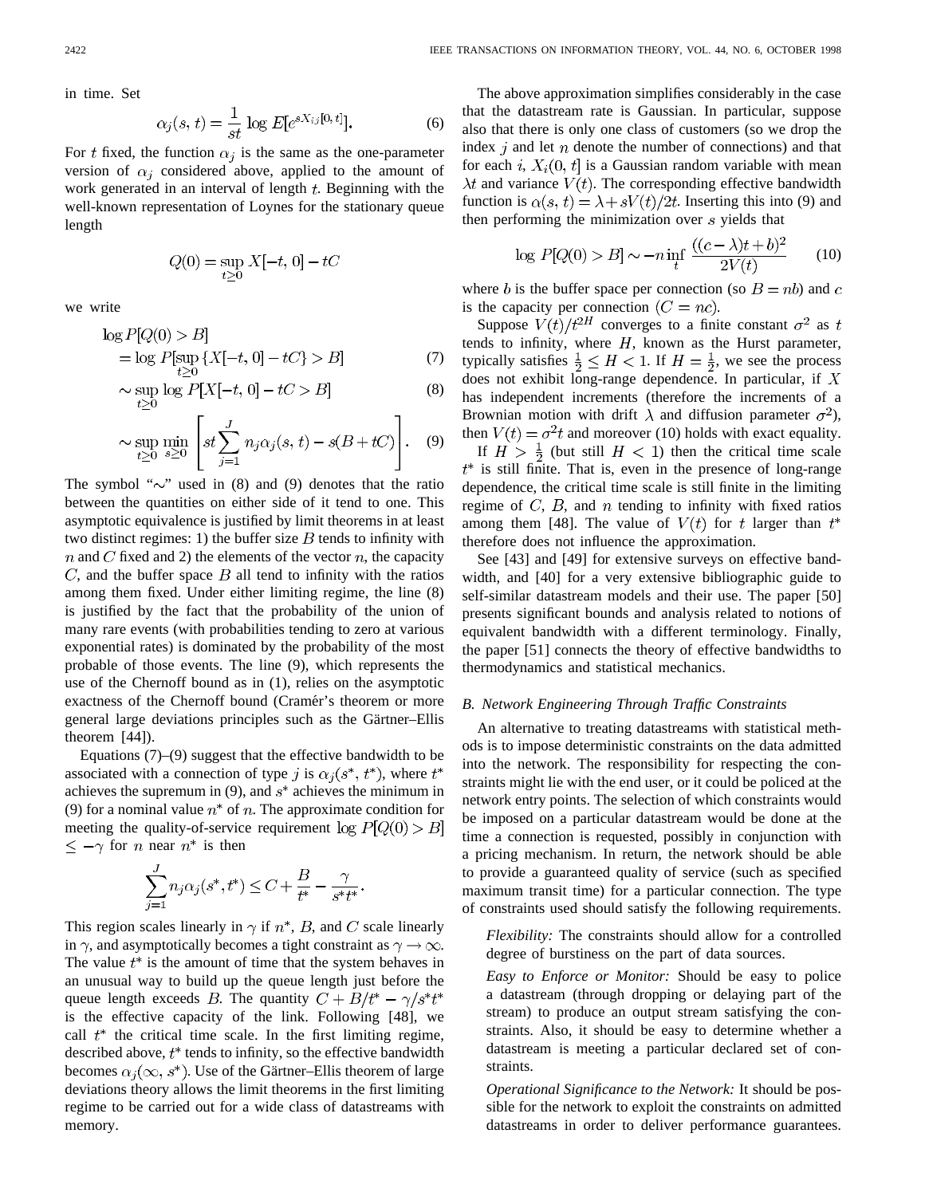in time. Set

$$\alpha_j(s,t) = \frac{1}{st}\log E[e^{sX_{ij}[0,t]}]. \tag{6}$$

For $t$ fixed, the function $\alpha_j$ is the same as the one-parameter version of $\alpha_j$ considered above, applied to the amount of work generated in an interval of length $t$. Beginning with the well-known representation of Loynes for the stationary queue length

$$Q(0) = \sup_{t\geq 0} X[-t, 0] - tC$$

we write

$$\log P[Q(0) > B]$$
$$= \log P[\sup_{t\geq 0}\{X[-t,0] - tC\} > B] \tag{7}$$
$$\sim \sup_{t\geq 0} \log P[X[-t,0] - tC > B] \tag{8}$$
$$\sim \sup_{t\geq 0}\min_{s\geq 0}\left[st\sum_{j=1}^{J} n_j\alpha_j(s,t) - s(B+tC)\right]. \tag{9}$$

The symbol "$\sim$" used in (8) and (9) denotes that the ratio between the quantities on either side of it tend to one. This asymptotic equivalence is justified by limit theorems in at least two distinct regimes: 1) the buffer size $B$ tends to infinity with $n$ and $C$ fixed and 2) the elements of the vector $n$, the capacity $C$, and the buffer space $B$ all tend to infinity with the ratios among them fixed. Under either limiting regime, the line (8) is justified by the fact that the probability of the union of many rare events (with probabilities tending to zero at various exponential rates) is dominated by the probability of the most probable of those events. The line (9), which represents the use of the Chernoff bound as in (1), relies on the asymptotic exactness of the Chernoff bound (Cramér's theorem or more general large deviations principles such as the Gärtner–Ellis theorem [44]).

Equations (7)–(9) suggest that the effective bandwidth to be associated with a connection of type $j$ is $\alpha_j(s^*, t^*)$, where $t^*$ achieves the supremum in (9), and $s^*$ achieves the minimum in (9) for a nominal value $n^*$ of $n$. The approximate condition for meeting the quality-of-service requirement $\log P[Q(0) > B] \leq -\gamma$ for $n$ near $n^*$ is then

$$\sum_{j=1}^{J} n_j\alpha_j(s^*, t^*) \leq C + \frac{B}{t^*} - \frac{\gamma}{s^*t^*}.$$

This region scales linearly in $\gamma$ if $n^*$, $B$, and $C$ scale linearly in $\gamma$, and asymptotically becomes a tight constraint as $\gamma \to \infty$. The value $t^*$ is the amount of time that the system behaves in an unusual way to build up the queue length just before the queue length exceeds $B$. The quantity $C + B/t^* - \gamma/s^*t^*$ is the effective capacity of the link. Following [48], we call $t^*$ the critical time scale. In the first limiting regime, described above, $t^*$ tends to infinity, so the effective bandwidth becomes $\alpha_j(\infty, s^*)$. Use of the Gärtner–Ellis theorem of large deviations theory allows the limit theorems in the first limiting regime to be carried out for a wide class of datastreams with memory.

The above approximation simplifies considerably in the case that the datastream rate is Gaussian. In particular, suppose also that there is only one class of customers (so we drop the index $j$ and let $n$ denote the number of connections) and that for each $i$, $X_i(0, t]$ is a Gaussian random variable with mean $\lambda t$ and variance $V(t)$. The corresponding effective bandwidth function is $\alpha(s,t) = \lambda + sV(t)/2t$. Inserting this into (9) and then performing the minimization over $s$ yields that

$$\log P[Q(0) > B] \sim -n\inf_t \frac{((c-\lambda)t + b)^2}{2V(t)} \tag{10}$$

where $b$ is the buffer space per connection (so $B = nb$) and $c$ is the capacity per connection ($C = nc$).

Suppose $V(t)/t^{2H}$ converges to a finite constant $\sigma^2$ as $t$ tends to infinity, where $H$, known as the Hurst parameter, typically satisfies $\frac{1}{2} \leq H < 1$. If $H = \frac{1}{2}$, we see the process does not exhibit long-range dependence. In particular, if $X$ has independent increments (therefore the increments of a Brownian motion with drift $\lambda$ and diffusion parameter $\sigma^2$), then $V(t) = \sigma^2 t$ and moreover (10) holds with exact equality. If $H > \frac{1}{2}$ (but still $H < 1$) then the critical time scale $t^*$ is still finite. That is, even in the presence of long-range dependence, the critical time scale is still finite in the limiting regime of $C$, $B$, and $n$ tending to infinity with fixed ratios among them [48]. The value of $V(t)$ for $t$ larger than $t^*$ therefore does not influence the approximation.

See [43] and [49] for extensive surveys on effective bandwidth, and [40] for a very extensive bibliographic guide to self-similar datastream models and their use. The paper [50] presents significant bounds and analysis related to notions of equivalent bandwidth with a different terminology. Finally, the paper [51] connects the theory of effective bandwidths to thermodynamics and statistical mechanics.

### B. Network Engineering Through Traffic Constraints

An alternative to treating datastreams with statistical methods is to impose deterministic constraints on the data admitted into the network. The responsibility for respecting the constraints might lie with the end user, or it could be policed at the network entry points. The selection of which constraints would be imposed on a particular datastream would be done at the time a connection is requested, possibly in conjunction with a pricing mechanism. In return, the network should be able to provide a guaranteed quality of service (such as specified maximum transit time) for a particular connection. The type of constraints used should satisfy the following requirements.

*Flexibility:* The constraints should allow for a controlled degree of burstiness on the part of data sources.

*Easy to Enforce or Monitor:* Should be easy to police a datastream (through dropping or delaying part of the stream) to produce an output stream satisfying the constraints. Also, it should be easy to determine whether a datastream is meeting a particular declared set of constraints.

*Operational Significance to the Network:* It should be possible for the network to exploit the constraints on admitted datastreams in order to deliver performance guarantees.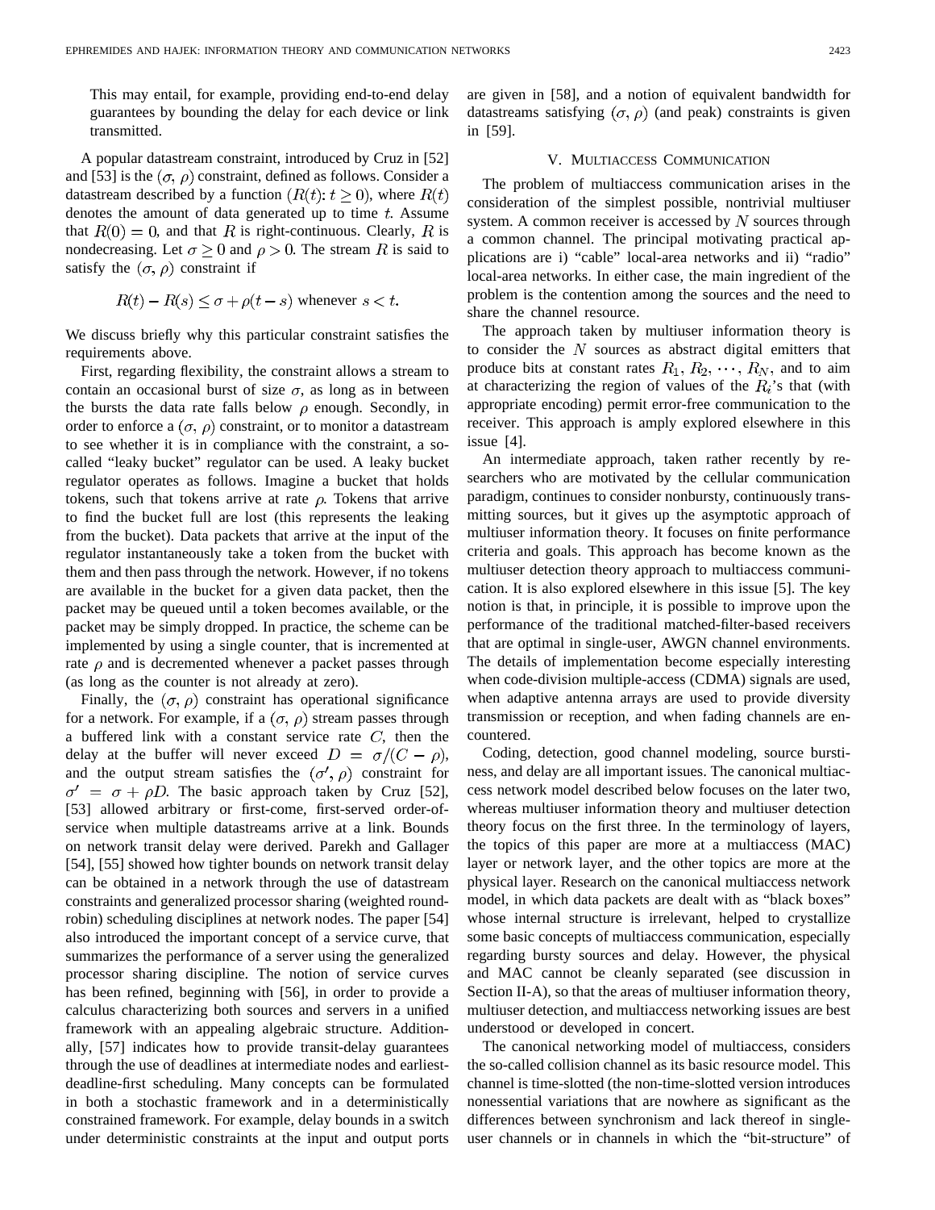This may entail, for example, providing end-to-end delay guarantees by bounding the delay for each device or link transmitted.

A popular datastream constraint, introduced by Cruz in [52] and [53] is the $(\sigma, \rho)$ constraint, defined as follows. Consider a datastream described by a function $(R(t): t \geq 0)$, where $R(t)$ denotes the amount of data generated up to time $t$. Assume that $R(0) = 0$, and that $R$ is right-continuous. Clearly, $R$ is nondecreasing. Let $\sigma \geq 0$ and $\rho > 0$. The stream $R$ is said to satisfy the $(\sigma, \rho)$ constraint if

$$R(t) - R(s) \leq \sigma + \rho(t - s) \text{ whenever } s < t.$$

We discuss briefly why this particular constraint satisfies the requirements above.

First, regarding flexibility, the constraint allows a stream to contain an occasional burst of size $\sigma$, as long as in between the bursts the data rate falls below $\rho$ enough. Secondly, in order to enforce a $(\sigma, \rho)$ constraint, or to monitor a datastream to see whether it is in compliance with the constraint, a so-called "leaky bucket" regulator can be used. A leaky bucket regulator operates as follows. Imagine a bucket that holds tokens, such that tokens arrive at rate $\rho$. Tokens that arrive to find the bucket full are lost (this represents the leaking from the bucket). Data packets that arrive at the input of the regulator instantaneously take a token from the bucket with them and then pass through the network. However, if no tokens are available in the bucket for a given data packet, then the packet may be queued until a token becomes available, or the packet may be simply dropped. In practice, the scheme can be implemented by using a single counter, that is incremented at rate $\rho$ and is decremented whenever a packet passes through (as long as the counter is not already at zero).

Finally, the $(\sigma, \rho)$ constraint has operational significance for a network. For example, if a $(\sigma, \rho)$ stream passes through a buffered link with a constant service rate $C$, then the delay at the buffer will never exceed $D = \sigma/(C - \rho)$, and the output stream satisfies the $(\sigma', \rho)$ constraint for $\sigma' = \sigma + \rho D$. The basic approach taken by Cruz [52], [53] allowed arbitrary or first-come, first-served order-of-service when multiple datastreams arrive at a link. Bounds on network transit delay were derived. Parekh and Gallager [54], [55] showed how tighter bounds on network transit delay can be obtained in a network through the use of datastream constraints and generalized processor sharing (weighted round-robin) scheduling disciplines at network nodes. The paper [54] also introduced the important concept of a service curve, that summarizes the performance of a server using the generalized processor sharing discipline. The notion of service curves has been refined, beginning with [56], in order to provide a calculus characterizing both sources and servers in a unified framework with an appealing algebraic structure. Additionally, [57] indicates how to provide transit-delay guarantees through the use of deadlines at intermediate nodes and earliest-deadline-first scheduling. Many concepts can be formulated in both a stochastic framework and in a deterministically constrained framework. For example, delay bounds in a switch under deterministic constraints at the input and output ports are given in [58], and a notion of equivalent bandwidth for datastreams satisfying $(\sigma, \rho)$ (and peak) constraints is given in [59].

## V. Multiaccess Communication

The problem of multiaccess communication arises in the consideration of the simplest possible, nontrivial multiuser system. A common receiver is accessed by $N$ sources through a common channel. The principal motivating practical applications are i) "cable" local-area networks and ii) "radio" local-area networks. In either case, the main ingredient of the problem is the contention among the sources and the need to share the channel resource.

The approach taken by multiuser information theory is to consider the $N$ sources as abstract digital emitters that produce bits at constant rates $R_1, R_2, \cdots, R_N$, and to aim at characterizing the region of values of the $R_i$'s that (with appropriate encoding) permit error-free communication to the receiver. This approach is amply explored elsewhere in this issue [4].

An intermediate approach, taken rather recently by researchers who are motivated by the cellular communication paradigm, continues to consider nonbursty, continuously transmitting sources, but it gives up the asymptotic approach of multiuser information theory. It focuses on finite performance criteria and goals. This approach has become known as the multiuser detection theory approach to multiaccess communication. It is also explored elsewhere in this issue [5]. The key notion is that, in principle, it is possible to improve upon the performance of the traditional matched-filter-based receivers that are optimal in single-user, AWGN channel environments. The details of implementation become especially interesting when code-division multiple-access (CDMA) signals are used, when adaptive antenna arrays are used to provide diversity transmission or reception, and when fading channels are encountered.

Coding, detection, good channel modeling, source burstiness, and delay are all important issues. The canonical multiaccess network model described below focuses on the later two, whereas multiuser information theory and multiuser detection theory focus on the first three. In the terminology of layers, the topics of this paper are more at a multiaccess (MAC) layer or network layer, and the other topics are more at the physical layer. Research on the canonical multiaccess network model, in which data packets are dealt with as "black boxes" whose internal structure is irrelevant, helped to crystallize some basic concepts of multiaccess communication, especially regarding bursty sources and delay. However, the physical and MAC cannot be cleanly separated (see discussion in Section II-A), so that the areas of multiuser information theory, multiuser detection, and multiaccess networking issues are best understood or developed in concert.

The canonical networking model of multiaccess, considers the so-called collision channel as its basic resource model. This channel is time-slotted (the non-time-slotted version introduces nonessential variations that are nowhere as significant as the differences between synchronism and lack thereof in single-user channels or in channels in which the "bit-structure" of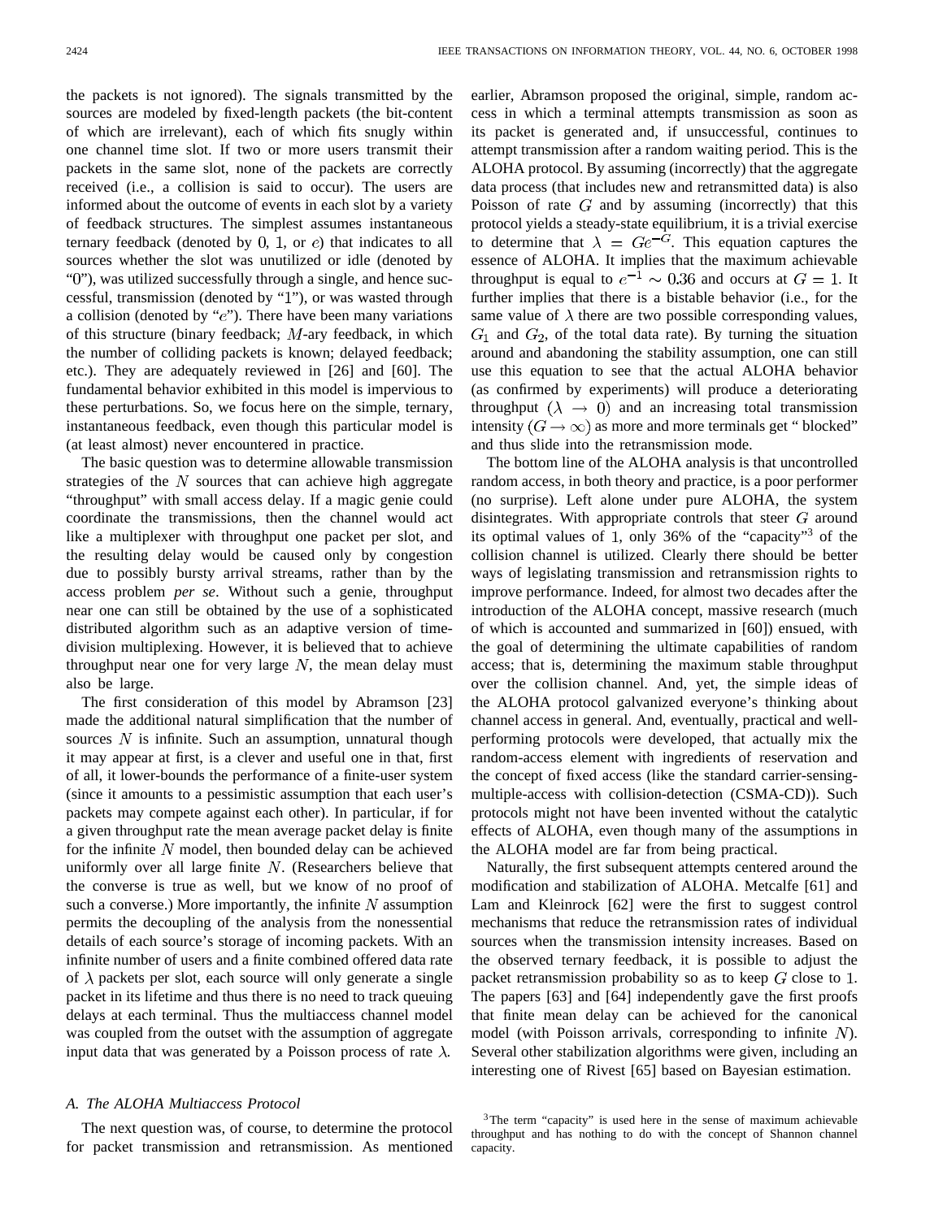the packets is not ignored). The signals transmitted by the sources are modeled by fixed-length packets (the bit-content of which are irrelevant), each of which fits snugly within one channel time slot. If two or more users transmit their packets in the same slot, none of the packets are correctly received (i.e., a collision is said to occur). The users are informed about the outcome of events in each slot by a variety of feedback structures. The simplest assumes instantaneous ternary feedback (denoted by $0$, $1$, or $e$) that indicates to all sources whether the slot was unutilized or idle (denoted by "0"), was utilized successfully through a single, and hence successful, transmission (denoted by "1"), or was wasted through a collision (denoted by "$e$"). There have been many variations of this structure (binary feedback; $M$-ary feedback, in which the number of colliding packets is known; delayed feedback; etc.). They are adequately reviewed in [26] and [60]. The fundamental behavior exhibited in this model is impervious to these perturbations. So, we focus here on the simple, ternary, instantaneous feedback, even though this particular model is (at least almost) never encountered in practice.

The basic question was to determine allowable transmission strategies of the $N$ sources that can achieve high aggregate "throughput" with small access delay. If a magic genie could coordinate the transmissions, then the channel would act like a multiplexer with throughput one packet per slot, and the resulting delay would be caused only by congestion due to possibly bursty arrival streams, rather than by the access problem *per se*. Without such a genie, throughput near one can still be obtained by the use of a sophisticated distributed algorithm such as an adaptive version of time-division multiplexing. However, it is believed that to achieve throughput near one for very large $N$, the mean delay must also be large.

The first consideration of this model by Abramson [23] made the additional natural simplification that the number of sources $N$ is infinite. Such an assumption, unnatural though it may appear at first, is a clever and useful one in that, first of all, it lower-bounds the performance of a finite-user system (since it amounts to a pessimistic assumption that each user's packets may compete against each other). In particular, if for a given throughput rate the mean average packet delay is finite for the infinite $N$ model, then bounded delay can be achieved uniformly over all large finite $N$. (Researchers believe that the converse is true as well, but we know of no proof of such a converse.) More importantly, the infinite $N$ assumption permits the decoupling of the analysis from the nonessential details of each source's storage of incoming packets. With an infinite number of users and a finite combined offered data rate of $\lambda$ packets per slot, each source will only generate a single packet in its lifetime and thus there is no need to track queuing delays at each terminal. Thus the multiaccess channel model was coupled from the outset with the assumption of aggregate input data that was generated by a Poisson process of rate $\lambda$.

### A. The ALOHA Multiaccess Protocol

The next question was, of course, to determine the protocol for packet transmission and retransmission. As mentioned earlier, Abramson proposed the original, simple, random access in which a terminal attempts transmission as soon as its packet is generated and, if unsuccessful, continues to attempt transmission after a random waiting period. This is the ALOHA protocol. By assuming (incorrectly) that the aggregate data process (that includes new and retransmitted data) is also Poisson of rate $G$ and by assuming (incorrectly) that this protocol yields a steady-state equilibrium, it is a trivial exercise to determine that $\lambda = Ge^{-G}$. This equation captures the essence of ALOHA. It implies that the maximum achievable throughput is equal to $e^{-1} \sim 0.36$ and occurs at $G = 1$. It further implies that there is a bistable behavior (i.e., for the same value of $\lambda$ there are two possible corresponding values, $G_1$ and $G_2$, of the total data rate). By turning the situation around and abandoning the stability assumption, one can still use this equation to see that the actual ALOHA behavior (as confirmed by experiments) will produce a deteriorating throughput $(\lambda \to 0)$ and an increasing total transmission intensity $(G \to \infty)$ as more and more terminals get "blocked" and thus slide into the retransmission mode.

The bottom line of the ALOHA analysis is that uncontrolled random access, in both theory and practice, is a poor performer (no surprise). Left alone under pure ALOHA, the system disintegrates. With appropriate controls that steer $G$ around its optimal values of 1, only 36% of the "capacity"[3] of the collision channel is utilized. Clearly there should be better ways of legislating transmission and retransmission rights to improve performance. Indeed, for almost two decades after the introduction of the ALOHA concept, massive research (much of which is accounted and summarized in [60]) ensued, with the goal of determining the ultimate capabilities of random access; that is, determining the maximum stable throughput over the collision channel. And, yet, the simple ideas of the ALOHA protocol galvanized everyone's thinking about channel access in general. And, eventually, practical and well-performing protocols were developed, that actually mix the random-access element with ingredients of reservation and the concept of fixed access (like the standard carrier-sensing-multiple-access with collision-detection (CSMA-CD)). Such protocols might not have been invented without the catalytic effects of ALOHA, even though many of the assumptions in the ALOHA model are far from being practical.

Naturally, the first subsequent attempts centered around the modification and stabilization of ALOHA. Metcalfe [61] and Lam and Kleinrock [62] were the first to suggest control mechanisms that reduce the retransmission rates of individual sources when the transmission intensity increases. Based on the observed ternary feedback, it is possible to adjust the packet retransmission probability so as to keep $G$ close to 1. The papers [63] and [64] independently gave the first proofs that finite mean delay can be achieved for the canonical model (with Poisson arrivals, corresponding to infinite $N$). Several other stabilization algorithms were given, including an interesting one of Rivest [65] based on Bayesian estimation.

[3] The term "capacity" is used here in the sense of maximum achievable throughput and has nothing to do with the concept of Shannon channel capacity.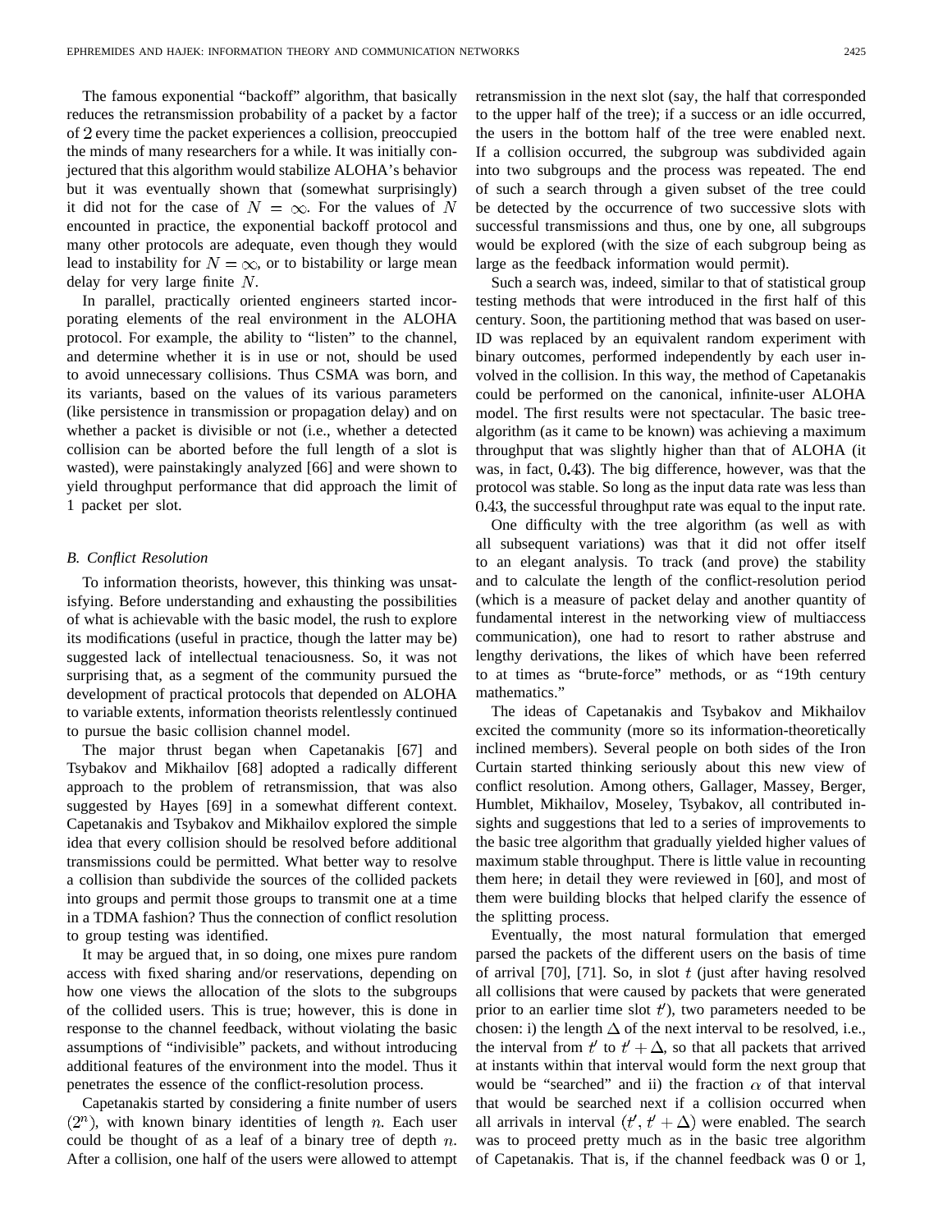The famous exponential "backoff" algorithm, that basically reduces the retransmission probability of a packet by a factor of 2 every time the packet experiences a collision, preoccupied the minds of many researchers for a while. It was initially conjectured that this algorithm would stabilize ALOHA's behavior but it was eventually shown that (somewhat surprisingly) it did not for the case of $N = \infty$. For the values of $N$ encountered in practice, the exponential backoff protocol and many other protocols are adequate, even though they would lead to instability for $N = \infty$, or to bistability or large mean delay for very large finite $N$.

In parallel, practically oriented engineers started incorporating elements of the real environment in the ALOHA protocol. For example, the ability to "listen" to the channel, and determine whether it is in use or not, should be used to avoid unnecessary collisions. Thus CSMA was born, and its variants, based on the values of its various parameters (like persistence in transmission or propagation delay) and on whether a packet is divisible or not (i.e., whether a detected collision can be aborted before the full length of a slot is wasted), were painstakingly analyzed [66] and were shown to yield throughput performance that did approach the limit of 1 packet per slot.

### *B. Conflict Resolution*

To information theorists, however, this thinking was unsatisfying. Before understanding and exhausting the possibilities of what is achievable with the basic model, the rush to explore its modifications (useful in practice, though the latter may be) suggested lack of intellectual tenaciousness. So, it was not surprising that, as a segment of the community pursued the development of practical protocols that depended on ALOHA to variable extents, information theorists relentlessly continued to pursue the basic collision channel model.

The major thrust began when Capetanakis [67] and Tsybakov and Mikhailov [68] adopted a radically different approach to the problem of retransmission, that was also suggested by Hayes [69] in a somewhat different context. Capetanakis and Tsybakov and Mikhailov explored the simple idea that every collision should be resolved before additional transmissions could be permitted. What better way to resolve a collision than subdivide the sources of the collided packets into groups and permit those groups to transmit one at a time in a TDMA fashion? Thus the connection of conflict resolution to group testing was identified.

It may be argued that, in so doing, one mixes pure random access with fixed sharing and/or reservations, depending on how one views the allocation of the slots to the subgroups of the collided users. This is true; however, this is done in response to the channel feedback, without violating the basic assumptions of "indivisible" packets, and without introducing additional features of the environment into the model. Thus it penetrates the essence of the conflict-resolution process.

Capetanakis started by considering a finite number of users $(2^n)$, with known binary identities of length $n$. Each user could be thought of as a leaf of a binary tree of depth $n$. After a collision, one half of the users were allowed to attempt retransmission in the next slot (say, the half that corresponded to the upper half of the tree); if a success or an idle occurred, the users in the bottom half of the tree were enabled next. If a collision occurred, the subgroup was subdivided again into two subgroups and the process was repeated. The end of such a search through a given subset of the tree could be detected by the occurrence of two successive slots with successful transmissions and thus, one by one, all subgroups would be explored (with the size of each subgroup being as large as the feedback information would permit).

Such a search was, indeed, similar to that of statistical group testing methods that were introduced in the first half of this century. Soon, the partitioning method that was based on user-ID was replaced by an equivalent random experiment with binary outcomes, performed independently by each user involved in the collision. In this way, the method of Capetanakis could be performed on the canonical, infinite-user ALOHA model. The first results were not spectacular. The basic tree-algorithm (as it came to be known) was achieving a maximum throughput that was slightly higher than that of ALOHA (it was, in fact, 0.43). The big difference, however, was that the protocol was stable. So long as the input data rate was less than 0.43, the successful throughput rate was equal to the input rate.

One difficulty with the tree algorithm (as well as with all subsequent variations) was that it did not offer itself to an elegant analysis. To track (and prove) the stability and to calculate the length of the conflict-resolution period (which is a measure of packet delay and another quantity of fundamental interest in the networking view of multiaccess communication), one had to resort to rather abstruse and lengthy derivations, the likes of which have been referred to at times as "brute-force" methods, or as "19th century mathematics."

The ideas of Capetanakis and Tsybakov and Mikhailov excited the community (more so its information-theoretically inclined members). Several people on both sides of the Iron Curtain started thinking seriously about this new view of conflict resolution. Among others, Gallager, Massey, Berger, Humblet, Mikhailov, Moseley, Tsybakov, all contributed insights and suggestions that led to a series of improvements to the basic tree algorithm that gradually yielded higher values of maximum stable throughput. There is little value in recounting them here; in detail they were reviewed in [60], and most of them were building blocks that helped clarify the essence of the splitting process.

Eventually, the most natural formulation that emerged parsed the packets of the different users on the basis of time of arrival [70], [71]. So, in slot $t$ (just after having resolved all collisions that were caused by packets that were generated prior to an earlier time slot $t'$), two parameters needed to be chosen: i) the length $\Delta$ of the next interval to be resolved, i.e., the interval from $t'$ to $t' + \Delta$, so that all packets that arrived at instants within that interval would form the next group that would be "searched" and ii) the fraction $\alpha$ of that interval that would be searched next if a collision occurred when all arrivals in interval $(t', t' + \Delta)$ were enabled. The search was to proceed pretty much as in the basic tree algorithm of Capetanakis. That is, if the channel feedback was 0 or 1,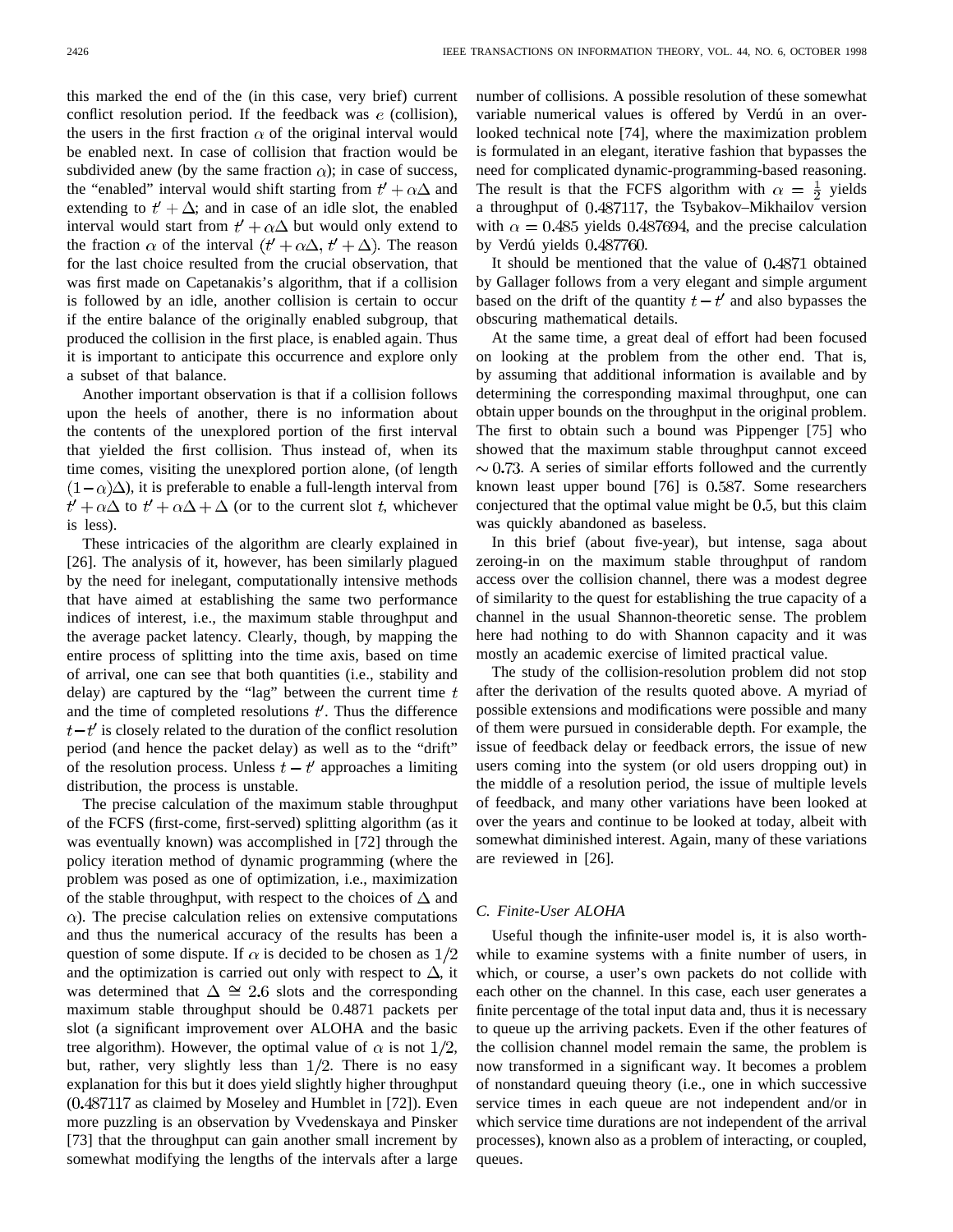this marked the end of the (in this case, very brief) current conflict resolution period. If the feedback was $c$ (collision), the users in the first fraction $\alpha$ of the original interval would be enabled next. In case of collision that fraction would be subdivided anew (by the same fraction $\alpha$); in case of success, the "enabled" interval would shift starting from $t' + \alpha\Delta$ and extending to $t' + \Delta$; and in case of an idle slot, the enabled interval would start from $t' + \alpha\Delta$ but would only extend to the fraction $\alpha$ of the interval $(t' + \alpha\Delta, t' + \Delta)$. The reason for the last choice resulted from the crucial observation, that was first made on Capetanakis's algorithm, that if a collision is followed by an idle, another collision is certain to occur if the entire balance of the originally enabled subgroup, that produced the collision in the first place, is enabled again. Thus it is important to anticipate this occurrence and explore only a subset of that balance.

Another important observation is that if a collision follows upon the heels of another, there is no information about the contents of the unexplored portion of the first interval that yielded the first collision. Thus instead of, when its time comes, visiting the unexplored portion alone, (of length $(1-\alpha)\Delta$), it is preferable to enable a full-length interval from $t' + \alpha\Delta$ to $t' + \alpha\Delta + \Delta$ (or to the current slot $t$, whichever is less).

These intricacies of the algorithm are clearly explained in [26]. The analysis of it, however, has been similarly plagued by the need for inelegant, computationally intensive methods that have aimed at establishing the same two performance indices of interest, i.e., the maximum stable throughput and the average packet latency. Clearly, though, by mapping the entire process of splitting into the time axis, based on time of arrival, one can see that both quantities (i.e., stability and delay) are captured by the "lag" between the current time $t$ and the time of completed resolutions $t'$. Thus the difference $t - t'$ is closely related to the duration of the conflict resolution period (and hence the packet delay) as well as to the "drift" of the resolution process. Unless $t - t'$ approaches a limiting distribution, the process is unstable.

The precise calculation of the maximum stable throughput of the FCFS (first-come, first-served) splitting algorithm (as it was eventually known) was accomplished in [72] through the policy iteration method of dynamic programming (where the problem was posed as one of optimization, i.e., maximization of the stable throughput, with respect to the choices of $\Delta$ and $\alpha$). The precise calculation relies on extensive computations and thus the numerical accuracy of the results has been a question of some dispute. If $\alpha$ is decided to be chosen as $1/2$ and the optimization is carried out only with respect to $\Delta$, it was determined that $\Delta \cong 2.6$ slots and the corresponding maximum stable throughput should be 0.4871 packets per slot (a significant improvement over ALOHA and the basic tree algorithm). However, the optimal value of $\alpha$ is not $1/2$, but, rather, very slightly less than $1/2$. There is no easy explanation for this but it does yield slightly higher throughput ($0.487117$ as claimed by Moseley and Humblet in [72]). Even more puzzling is an observation by Vvedenskaya and Pinsker [73] that the throughput can gain another small increment by somewhat modifying the lengths of the intervals after a large number of collisions. A possible resolution of these somewhat variable numerical values is offered by Verdú in an overlooked technical note [74], where the maximization problem is formulated in an elegant, iterative fashion that bypasses the need for complicated dynamic-programming-based reasoning. The result is that the FCFS algorithm with $\alpha = \frac{1}{2}$ yields a throughput of $0.487117$, the Tsybakov–Mikhailov version with $\alpha = 0.485$ yields $0.487694$, and the precise calculation by Verdú yields $0.487760$.

It should be mentioned that the value of $0.4871$ obtained by Gallager follows from a very elegant and simple argument based on the drift of the quantity $t - t'$ and also bypasses the obscuring mathematical details.

At the same time, a great deal of effort had been focused on looking at the problem from the other end. That is, by assuming that additional information is available and by determining the corresponding maximal throughput, one can obtain upper bounds on the throughput in the original problem. The first to obtain such a bound was Pippenger [75] who showed that the maximum stable throughput cannot exceed $\sim 0.73$. A series of similar efforts followed and the currently known least upper bound [76] is $0.587$. Some researchers conjectured that the optimal value might be $0.5$, but this claim was quickly abandoned as baseless.

In this brief (about five-year), but intense, saga about zeroing-in on the maximum stable throughput of random access over the collision channel, there was a modest degree of similarity to the quest for establishing the true capacity of a channel in the usual Shannon-theoretic sense. The problem here had nothing to do with Shannon capacity and it was mostly an academic exercise of limited practical value.

The study of the collision-resolution problem did not stop after the derivation of the results quoted above. A myriad of possible extensions and modifications were possible and many of them were pursued in considerable depth. For example, the issue of feedback delay or feedback errors, the issue of new users coming into the system (or old users dropping out) in the middle of a resolution period, the issue of multiple levels of feedback, and many other variations have been looked at over the years and continue to be looked at today, albeit with somewhat diminished interest. Again, many of these variations are reviewed in [26].

### C. Finite-User ALOHA

Useful though the infinite-user model is, it is also worthwhile to examine systems with a finite number of users, in which, or course, a user's own packets do not collide with each other on the channel. In this case, each user generates a finite percentage of the total input data and, thus it is necessary to queue up the arriving packets. Even if the other features of the collision channel model remain the same, the problem is now transformed in a significant way. It becomes a problem of nonstandard queuing theory (i.e., one in which successive service times in each queue are not independent and/or in which service time durations are not independent of the arrival processes), known also as a problem of interacting, or coupled, queues.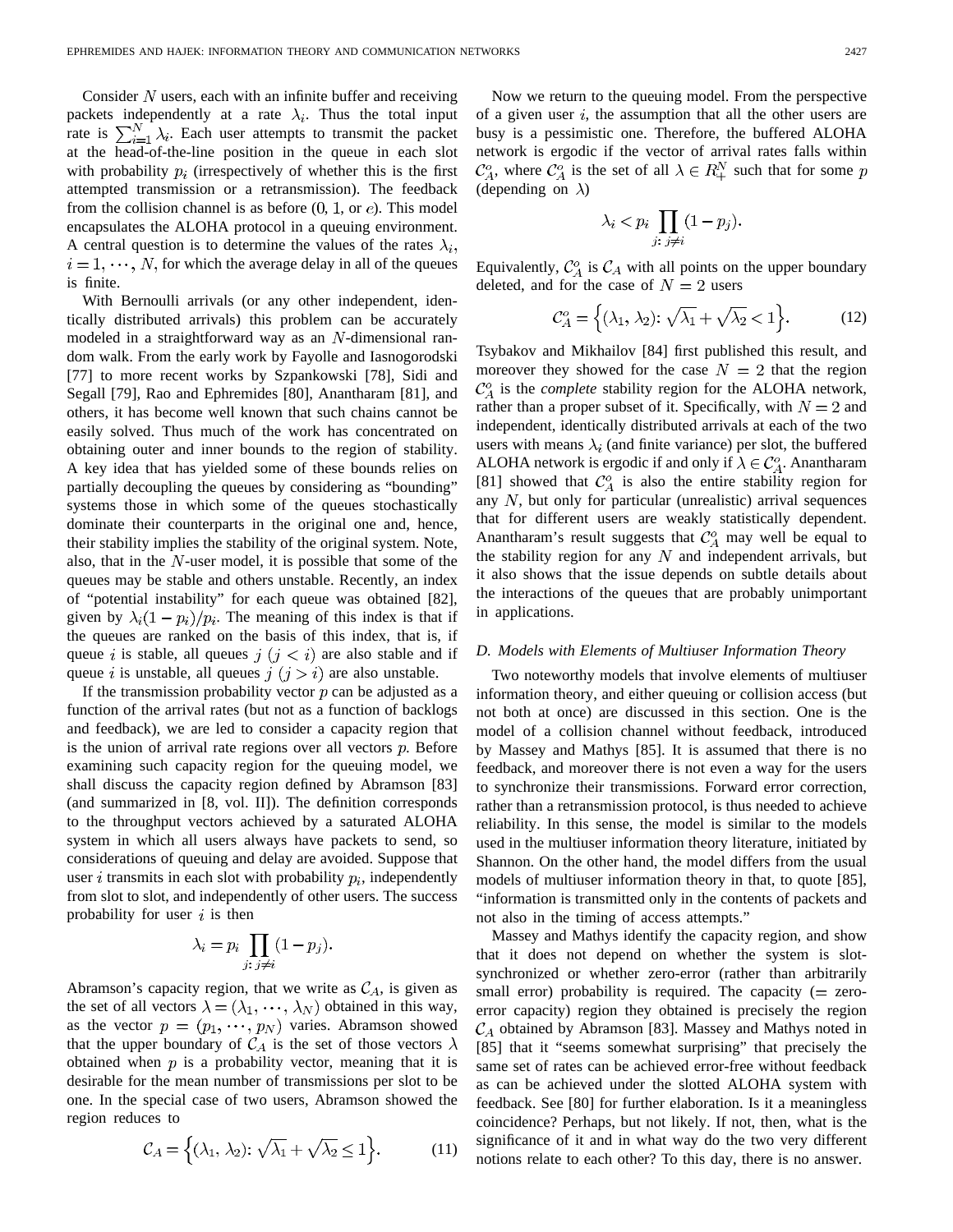Consider $N$ users, each with an infinite buffer and receiving packets independently at a rate $\lambda_i$. Thus the total input rate is $\sum_{i=1}^{N} \lambda_i$. Each user attempts to transmit the packet at the head-of-the-line position in the queue in each slot with probability $p_i$ (irrespectively of whether this is the first attempted transmission or a retransmission). The feedback from the collision channel is as before ($0$, $1$, or $e$). This model encapsulates the ALOHA protocol in a queuing environment. A central question is to determine the values of the rates $\lambda_i$, $i = 1, \cdots, N$, for which the average delay in all of the queues is finite.

With Bernoulli arrivals (or any other independent, identically distributed arrivals) this problem can be accurately modeled in a straightforward way as an $N$-dimensional random walk. From the early work by Fayolle and Iasnogorodski [77] to more recent works by Szpankowski [78], Sidi and Segall [79], Rao and Ephremides [80], Anantharam [81], and others, it has become well known that such chains cannot be easily solved. Thus much of the work has concentrated on obtaining outer and inner bounds to the region of stability. A key idea that has yielded some of these bounds relies on partially decoupling the queues by considering as "bounding" systems those in which some of the queues stochastically dominate their counterparts in the original one and, hence, their stability implies the stability of the original system. Note, also, that in the $N$-user model, it is possible that some of the queues may be stable and others unstable. Recently, an index of "potential instability" for each queue was obtained [82], given by $\lambda_i(1-p_i)/p_i$. The meaning of this index is that if the queues are ranked on the basis of this index, that is, if queue $i$ is stable, all queues $j$ $(j < i)$ are also stable and if queue $i$ is unstable, all queues $j$ $(j > i)$ are also unstable.

If the transmission probability vector $p$ can be adjusted as a function of the arrival rates (but not as a function of backlogs and feedback), we are led to consider a capacity region that is the union of arrival rate regions over all vectors $p$. Before examining such capacity region for the queuing model, we shall discuss the capacity region defined by Abramson [83] (and summarized in [8, vol. II]). The definition corresponds to the throughput vectors achieved by a saturated ALOHA system in which all users always have packets to send, so considerations of queuing and delay are avoided. Suppose that user $i$ transmits in each slot with probability $p_i$, independently from slot to slot, and independently of other users. The success probability for user $i$ is then

$$\lambda_i = p_i \prod_{j:\, j \neq i} (1 - p_j).$$

Abramson's capacity region, that we write as $\mathcal{C}_A$, is given as the set of all vectors $\lambda = (\lambda_1, \cdots, \lambda_N)$ obtained in this way, as the vector $p = (p_1, \cdots, p_N)$ varies. Abramson showed that the upper boundary of $\mathcal{C}_A$ is the set of those vectors $\lambda$ obtained when $p$ is a probability vector, meaning that it is desirable for the mean number of transmissions per slot to be one. In the special case of two users, Abramson showed the region reduces to

$$\mathcal{C}_A = \left\{ (\lambda_1, \lambda_2) \colon \sqrt{\lambda_1} + \sqrt{\lambda_2} \leq 1 \right\}. \tag{11}$$

Now we return to the queuing model. From the perspective of a given user $i$, the assumption that all the other users are busy is a pessimistic one. Therefore, the buffered ALOHA network is ergodic if the vector of arrival rates falls within $\mathcal{C}_A^o$, where $\mathcal{C}_A^o$ is the set of all $\lambda \in R_+^N$ such that for some $p$ (depending on $\lambda$)

$$\lambda_i < p_i \prod_{j:\, j \neq i} (1 - p_j).$$

Equivalently, $\mathcal{C}_A^o$ is $\mathcal{C}_A$ with all points on the upper boundary deleted, and for the case of $N = 2$ users

$$\mathcal{C}_A^o = \left\{ (\lambda_1, \lambda_2) \colon \sqrt{\lambda_1} + \sqrt{\lambda_2} < 1 \right\}. \tag{12}$$

Tsybakov and Mikhailov [84] first published this result, and moreover they showed for the case $N = 2$ that the region $\mathcal{C}_A^o$ is the *complete* stability region for the ALOHA network, rather than a proper subset of it. Specifically, with $N = 2$ and independent, identically distributed arrivals at each of the two users with means $\lambda_i$ (and finite variance) per slot, the buffered ALOHA network is ergodic if and only if $\lambda \in \mathcal{C}_A^o$. Anantharam [81] showed that $\mathcal{C}_A^o$ is also the entire stability region for any $N$, but only for particular (unrealistic) arrival sequences that for different users are weakly statistically dependent. Anantharam's result suggests that $\mathcal{C}_A^o$ may well be equal to the stability region for any $N$ and independent arrivals, but it also shows that the issue depends on subtle details about the interactions of the queues that are probably unimportant in applications.

### *D. Models with Elements of Multiuser Information Theory*

Two noteworthy models that involve elements of multiuser information theory, and either queuing or collision access (but not both at once) are discussed in this section. One is the model of a collision channel without feedback, introduced by Massey and Mathys [85]. It is assumed that there is no feedback, and moreover there is not even a way for the users to synchronize their transmissions. Forward error correction, rather than a retransmission protocol, is thus needed to achieve reliability. In this sense, the model is similar to the models used in the multiuser information theory literature, initiated by Shannon. On the other hand, the model differs from the usual models of multiuser information theory in that, to quote [85], "information is transmitted only in the contents of packets and not also in the timing of access attempts."

Massey and Mathys identify the capacity region, and show that it does not depend on whether the system is slot-synchronized or whether zero-error (rather than arbitrarily small error) probability is required. The capacity (= zero-error capacity) region they obtained is precisely the region $\mathcal{C}_A$ obtained by Abramson [83]. Massey and Mathys noted in [85] that it "seems somewhat surprising" that precisely the same set of rates can be achieved error-free without feedback as can be achieved under the slotted ALOHA system with feedback. See [80] for further elaboration. Is it a meaningless coincidence? Perhaps, but not likely. If not, then, what is the significance of it and in what way do the two very different notions relate to each other? To this day, there is no answer.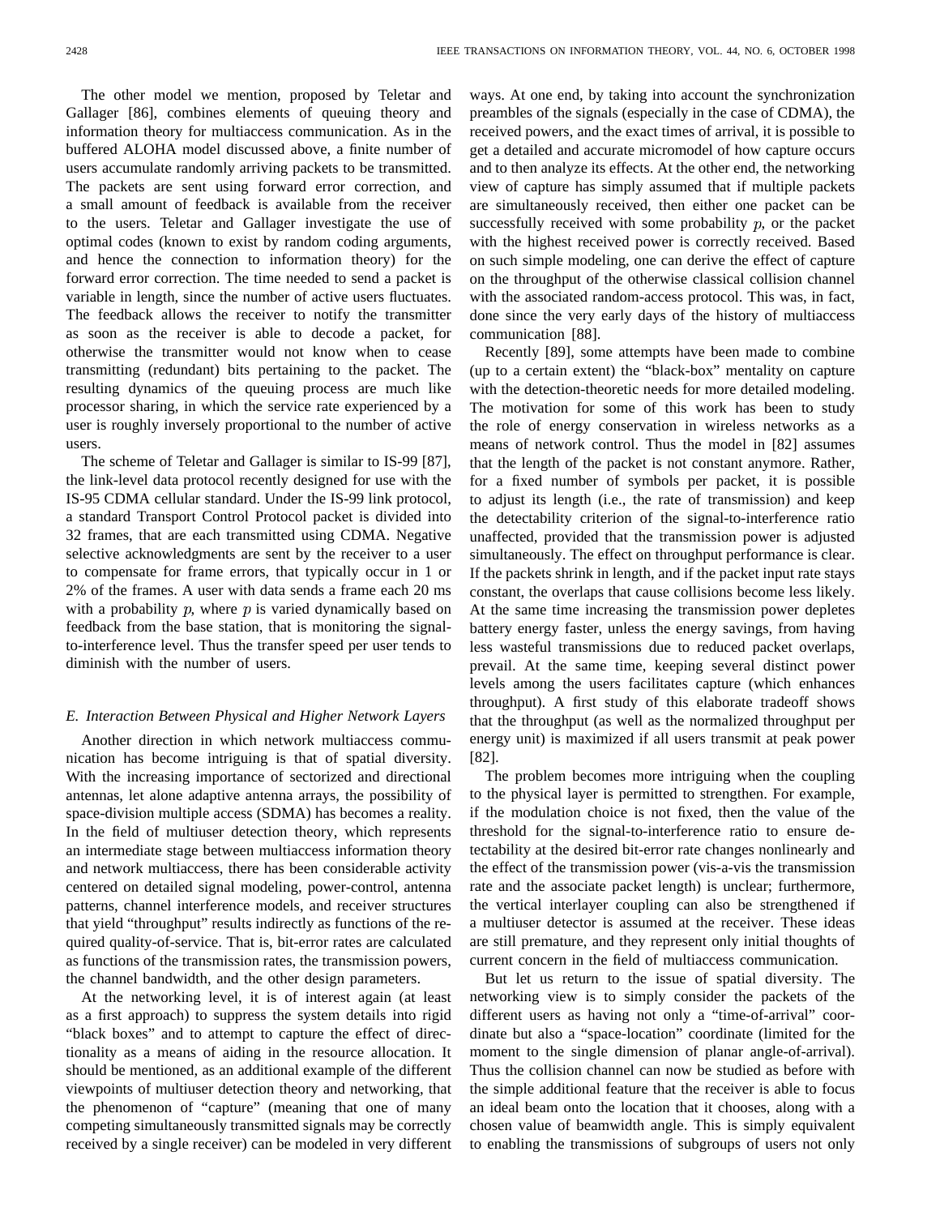The other model we mention, proposed by Teletar and Gallager [86], combines elements of queuing theory and information theory for multiaccess communication. As in the buffered ALOHA model discussed above, a finite number of users accumulate randomly arriving packets to be transmitted. The packets are sent using forward error correction, and a small amount of feedback is available from the receiver to the users. Teletar and Gallager investigate the use of optimal codes (known to exist by random coding arguments, and hence the connection to information theory) for the forward error correction. The time needed to send a packet is variable in length, since the number of active users fluctuates. The feedback allows the receiver to notify the transmitter as soon as the receiver is able to decode a packet, for otherwise the transmitter would not know when to cease transmitting (redundant) bits pertaining to the packet. The resulting dynamics of the queuing process are much like processor sharing, in which the service rate experienced by a user is roughly inversely proportional to the number of active users.

The scheme of Teletar and Gallager is similar to IS-99 [87], the link-level data protocol recently designed for use with the IS-95 CDMA cellular standard. Under the IS-99 link protocol, a standard Transport Control Protocol packet is divided into 32 frames, that are each transmitted using CDMA. Negative selective acknowledgments are sent by the receiver to a user to compensate for frame errors, that typically occur in 1 or 2% of the frames. A user with data sends a frame each 20 ms with a probability $p$, where $p$ is varied dynamically based on feedback from the base station, that is monitoring the signal-to-interference level. Thus the transfer speed per user tends to diminish with the number of users.

### *E. Interaction Between Physical and Higher Network Layers*

Another direction in which network multiaccess communication has become intriguing is that of spatial diversity. With the increasing importance of sectorized and directional antennas, let alone adaptive antenna arrays, the possibility of space-division multiple access (SDMA) has becomes a reality. In the field of multiuser detection theory, which represents an intermediate stage between multiaccess information theory and network multiaccess, there has been considerable activity centered on detailed signal modeling, power-control, antenna patterns, channel interference models, and receiver structures that yield "throughput" results indirectly as functions of the required quality-of-service. That is, bit-error rates are calculated as functions of the transmission rates, the transmission powers, the channel bandwidth, and the other design parameters.

At the networking level, it is of interest again (at least as a first approach) to suppress the system details into rigid "black boxes" and to attempt to capture the effect of directionality as a means of aiding in the resource allocation. It should be mentioned, as an additional example of the different viewpoints of multiuser detection theory and networking, that the phenomenon of "capture" (meaning that one of many competing simultaneously transmitted signals may be correctly received by a single receiver) can be modeled in very different ways. At one end, by taking into account the synchronization preambles of the signals (especially in the case of CDMA), the received powers, and the exact times of arrival, it is possible to get a detailed and accurate micromodel of how capture occurs and to then analyze its effects. At the other end, the networking view of capture has simply assumed that if multiple packets are simultaneously received, then either one packet can be successfully received with some probability $p$, or the packet with the highest received power is correctly received. Based on such simple modeling, one can derive the effect of capture on the throughput of the otherwise classical collision channel with the associated random-access protocol. This was, in fact, done since the very early days of the history of multiaccess communication [88].

Recently [89], some attempts have been made to combine (up to a certain extent) the "black-box" mentality on capture with the detection-theoretic needs for more detailed modeling. The motivation for some of this work has been to study the role of energy conservation in wireless networks as a means of network control. Thus the model in [82] assumes that the length of the packet is not constant anymore. Rather, for a fixed number of symbols per packet, it is possible to adjust its length (i.e., the rate of transmission) and keep the detectability criterion of the signal-to-interference ratio unaffected, provided that the transmission power is adjusted simultaneously. The effect on throughput performance is clear. If the packets shrink in length, and if the packet input rate stays constant, the overlaps that cause collisions become less likely. At the same time increasing the transmission power depletes battery energy faster, unless the energy savings, from having less wasteful transmissions due to reduced packet overlaps, prevail. At the same time, keeping several distinct power levels among the users facilitates capture (which enhances throughput). A first study of this elaborate tradeoff shows that the throughput (as well as the normalized throughput per energy unit) is maximized if all users transmit at peak power [82].

The problem becomes more intriguing when the coupling to the physical layer is permitted to strengthen. For example, if the modulation choice is not fixed, then the value of the threshold for the signal-to-interference ratio to ensure detectability at the desired bit-error rate changes nonlinearly and the effect of the transmission power (vis-a-vis the transmission rate and the associate packet length) is unclear; furthermore, the vertical interlayer coupling can also be strengthened if a multiuser detector is assumed at the receiver. These ideas are still premature, and they represent only initial thoughts of current concern in the field of multiaccess communication.

But let us return to the issue of spatial diversity. The networking view is to simply consider the packets of the different users as having not only a "time-of-arrival" coordinate but also a "space-location" coordinate (limited for the moment to the single dimension of planar angle-of-arrival). Thus the collision channel can now be studied as before with the simple additional feature that the receiver is able to focus an ideal beam onto the location that it chooses, along with a chosen value of beamwidth angle. This is simply equivalent to enabling the transmissions of subgroups of users not only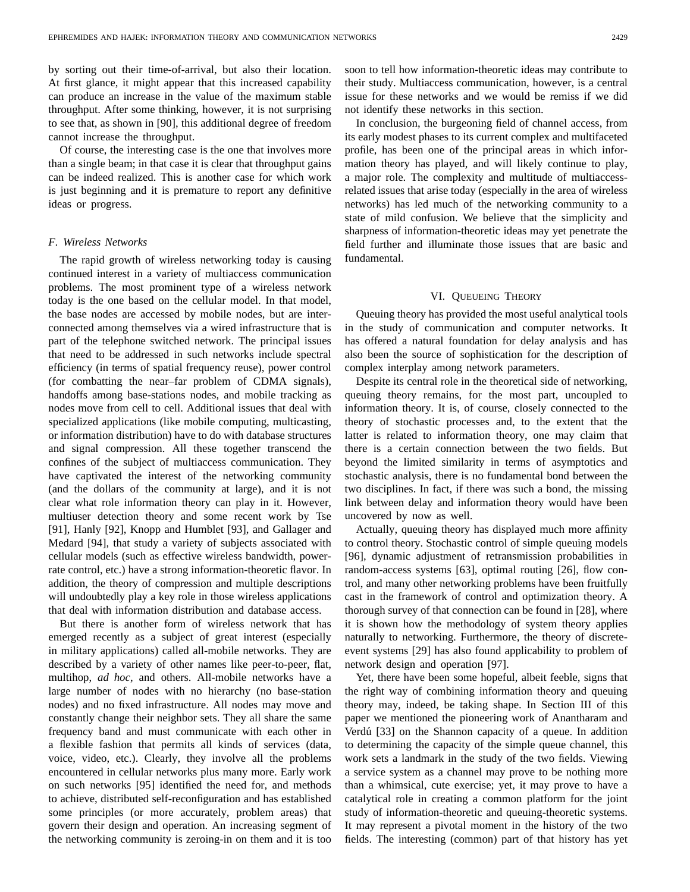by sorting out their time-of-arrival, but also their location. At first glance, it might appear that this increased capability can produce an increase in the value of the maximum stable throughput. After some thinking, however, it is not surprising to see that, as shown in [90], this additional degree of freedom cannot increase the throughput.

Of course, the interesting case is the one that involves more than a single beam; in that case it is clear that throughput gains can be indeed realized. This is another case for which work is just beginning and it is premature to report any definitive ideas or progress.

### *F. Wireless Networks*

The rapid growth of wireless networking today is causing continued interest in a variety of multiaccess communication problems. The most prominent type of a wireless network today is the one based on the cellular model. In that model, the base nodes are accessed by mobile nodes, but are interconnected among themselves via a wired infrastructure that is part of the telephone switched network. The principal issues that need to be addressed in such networks include spectral efficiency (in terms of spatial frequency reuse), power control (for combatting the near–far problem of CDMA signals), handoffs among base-stations nodes, and mobile tracking as nodes move from cell to cell. Additional issues that deal with specialized applications (like mobile computing, multicasting, or information distribution) have to do with database structures and signal compression. All these together transcend the confines of the subject of multiaccess communication. They have captivated the interest of the networking community (and the dollars of the community at large), and it is not clear what role information theory can play in it. However, multiuser detection theory and some recent work by Tse [91], Hanly [92], Knopp and Humblet [93], and Gallager and Medard [94], that study a variety of subjects associated with cellular models (such as effective wireless bandwidth, power-rate control, etc.) have a strong information-theoretic flavor. In addition, the theory of compression and multiple descriptions will undoubtedly play a key role in those wireless applications that deal with information distribution and database access.

But there is another form of wireless network that has emerged recently as a subject of great interest (especially in military applications) called all-mobile networks. They are described by a variety of other names like peer-to-peer, flat, multihop, *ad hoc*, and others. All-mobile networks have a large number of nodes with no hierarchy (no base-station nodes) and no fixed infrastructure. All nodes may move and constantly change their neighbor sets. They all share the same frequency band and must communicate with each other in a flexible fashion that permits all kinds of services (data, voice, video, etc.). Clearly, they involve all the problems encountered in cellular networks plus many more. Early work on such networks [95] identified the need for, and methods to achieve, distributed self-reconfiguration and has established some principles (or more accurately, problem areas) that govern their design and operation. An increasing segment of the networking community is zeroing-in on them and it is too soon to tell how information-theoretic ideas may contribute to their study. Multiaccess communication, however, is a central issue for these networks and we would be remiss if we did not identify these networks in this section.

In conclusion, the burgeoning field of channel access, from its early modest phases to its current complex and multifaceted profile, has been one of the principal areas in which information theory has played, and will likely continue to play, a major role. The complexity and multitude of multiaccess-related issues that arise today (especially in the area of wireless networks) has led much of the networking community to a state of mild confusion. We believe that the simplicity and sharpness of information-theoretic ideas may yet penetrate the field further and illuminate those issues that are basic and fundamental.

## VI. Queueing Theory

Queuing theory has provided the most useful analytical tools in the study of communication and computer networks. It has offered a natural foundation for delay analysis and has also been the source of sophistication for the description of complex interplay among network parameters.

Despite its central role in the theoretical side of networking, queuing theory remains, for the most part, uncoupled to information theory. It is, of course, closely connected to the theory of stochastic processes and, to the extent that the latter is related to information theory, one may claim that there is a certain connection between the two fields. But beyond the limited similarity in terms of asymptotics and stochastic analysis, there is no fundamental bond between the two disciplines. In fact, if there was such a bond, the missing link between delay and information theory would have been uncovered by now as well.

Actually, queuing theory has displayed much more affinity to control theory. Stochastic control of simple queuing models [96], dynamic adjustment of retransmission probabilities in random-access systems [63], optimal routing [26], flow control, and many other networking problems have been fruitfully cast in the framework of control and optimization theory. A thorough survey of that connection can be found in [28], where it is shown how the methodology of system theory applies naturally to networking. Furthermore, the theory of discrete-event systems [29] has also found applicability to problem of network design and operation [97].

Yet, there have been some hopeful, albeit feeble, signs that the right way of combining information theory and queuing theory may, indeed, be taking shape. In Section III of this paper we mentioned the pioneering work of Anantharam and Verdú [33] on the Shannon capacity of a queue. In addition to determining the capacity of the simple queue channel, this work sets a landmark in the study of the two fields. Viewing a service system as a channel may prove to be nothing more than a whimsical, cute exercise; yet, it may prove to have a catalytical role in creating a common platform for the joint study of information-theoretic and queuing-theoretic systems. It may represent a pivotal moment in the history of the two fields. The interesting (common) part of that history has yet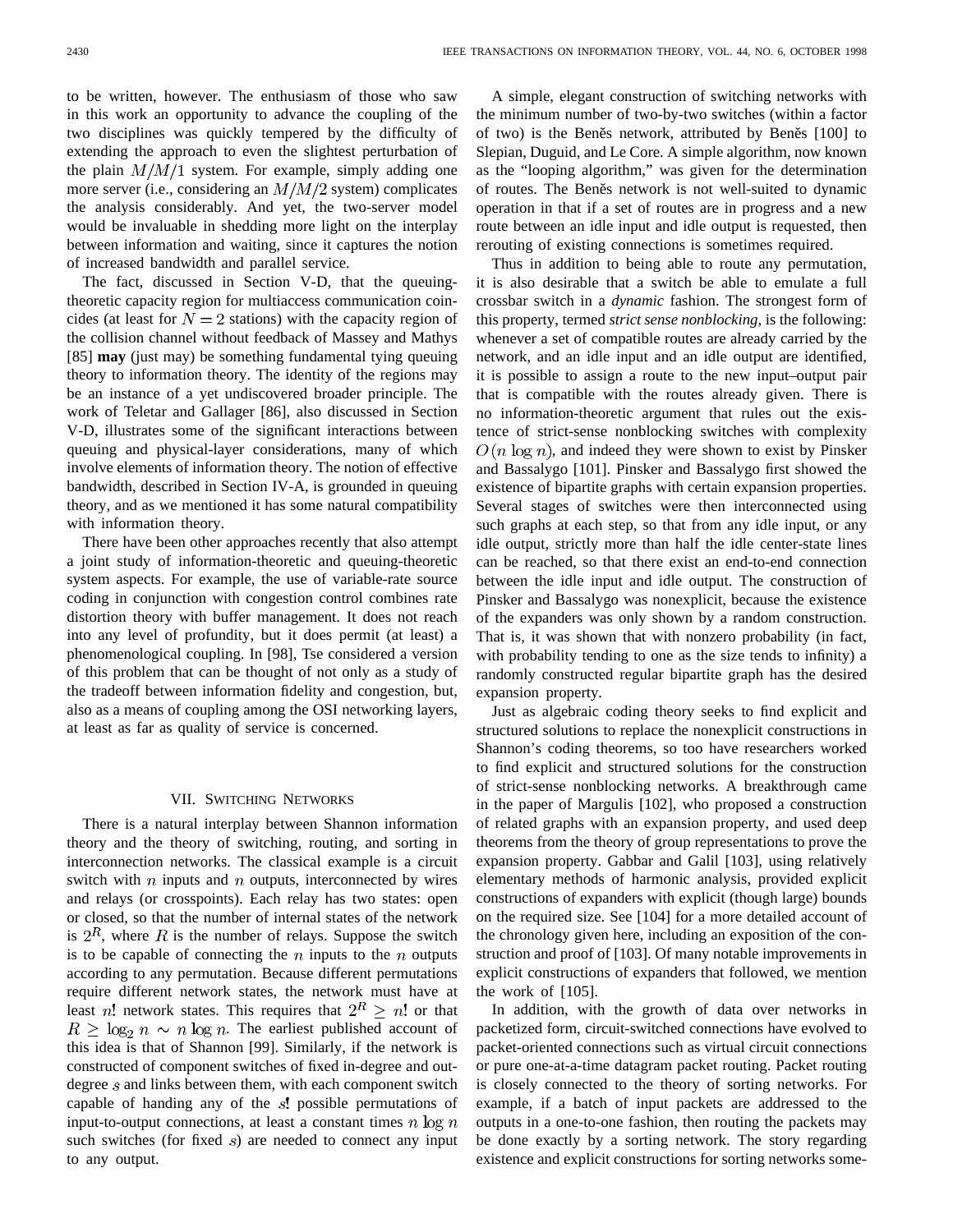to be written, however. The enthusiasm of those who saw in this work an opportunity to advance the coupling of the two disciplines was quickly tempered by the difficulty of extending the approach to even the slightest perturbation of the plain $M/M/1$ system. For example, simply adding one more server (i.e., considering an $M/M/2$ system) complicates the analysis considerably. And yet, the two-server model would be invaluable in shedding more light on the interplay between information and waiting, since it captures the notion of increased bandwidth and parallel service.

The fact, discussed in Section V-D, that the queuing-theoretic capacity region for multiaccess communication coincides (at least for $N = 2$ stations) with the capacity region of the collision channel without feedback of Massey and Mathys [85] **may** (just may) be something fundamental tying queuing theory to information theory. The identity of the regions may be an instance of a yet undiscovered broader principle. The work of Teletar and Gallager [86], also discussed in Section V-D, illustrates some of the significant interactions between queuing and physical-layer considerations, many of which involve elements of information theory. The notion of effective bandwidth, described in Section IV-A, is grounded in queuing theory, and as we mentioned it has some natural compatibility with information theory.

There have been other approaches recently that also attempt a joint study of information-theoretic and queuing-theoretic system aspects. For example, the use of variable-rate source coding in conjunction with congestion control combines rate distortion theory with buffer management. It does not reach into any level of profundity, but it does permit (at least) a phenomenological coupling. In [98], Tse considered a version of this problem that can be thought of not only as a study of the tradeoff between information fidelity and congestion, but, also as a means of coupling among the OSI networking layers, at least as far as quality of service is concerned.

## VII. Switching Networks

There is a natural interplay between Shannon information theory and the theory of switching, routing, and sorting in interconnection networks. The classical example is a circuit switch with $n$ inputs and $n$ outputs, interconnected by wires and relays (or crosspoints). Each relay has two states: open or closed, so that the number of internal states of the network is $2^R$, where $R$ is the number of relays. Suppose the switch is to be capable of connecting the $n$ inputs to the $n$ outputs according to any permutation. Because different permutations require different network states, the network must have at least $n!$ network states. This requires that $2^R \geq n!$ or that $R \geq \log_2 n \sim n \log n$. The earliest published account of this idea is that of Shannon [99]. Similarly, if the network is constructed of component switches of fixed in-degree and out-degree $s$ and links between them, with each component switch capable of handing any of the $s!$ possible permutations of input-to-output connections, at least a constant times $n \log n$ such switches (for fixed $s$) are needed to connect any input to any output.

A simple, elegant construction of switching networks with the minimum number of two-by-two switches (within a factor of two) is the Beněs network, attributed by Beněs [100] to Slepian, Duguid, and Le Core. A simple algorithm, now known as the "looping algorithm," was given for the determination of routes. The Beněs network is not well-suited to dynamic operation in that if a set of routes are in progress and a new route between an idle input and idle output is requested, then rerouting of existing connections is sometimes required.

Thus in addition to being able to route any permutation, it is also desirable that a switch be able to emulate a full crossbar switch in a *dynamic* fashion. The strongest form of this property, termed *strict sense nonblocking*, is the following: whenever a set of compatible routes are already carried by the network, and an idle input and an idle output are identified, it is possible to assign a route to the new input–output pair that is compatible with the routes already given. There is no information-theoretic argument that rules out the existence of strict-sense nonblocking switches with complexity $O(n \log n)$, and indeed they were shown to exist by Pinsker and Bassalygo [101]. Pinsker and Bassalygo first showed the existence of bipartite graphs with certain expansion properties. Several stages of switches were then interconnected using such graphs at each step, so that from any idle input, or any idle output, strictly more than half the idle center-state lines can be reached, so that there exist an end-to-end connection between the idle input and idle output. The construction of Pinsker and Bassalygo was nonexplicit, because the existence of the expanders was only shown by a random construction. That is, it was shown that with nonzero probability (in fact, with probability tending to one as the size tends to infinity) a randomly constructed regular bipartite graph has the desired expansion property.

Just as algebraic coding theory seeks to find explicit and structured solutions to replace the nonexplicit constructions in Shannon's coding theorems, so too have researchers worked to find explicit and structured solutions for the construction of strict-sense nonblocking networks. A breakthrough came in the paper of Margulis [102], who proposed a construction of related graphs with an expansion property, and used deep theorems from the theory of group representations to prove the expansion property. Gabbar and Galil [103], using relatively elementary methods of harmonic analysis, provided explicit constructions of expanders with explicit (though large) bounds on the required size. See [104] for a more detailed account of the chronology given here, including an exposition of the construction and proof of [103]. Of many notable improvements in explicit constructions of expanders that followed, we mention the work of [105].

In addition, with the growth of data over networks in packetized form, circuit-switched connections have evolved to packet-oriented connections such as virtual circuit connections or pure one-at-a-time datagram packet routing. Packet routing is closely connected to the theory of sorting networks. For example, if a batch of input packets are addressed to the outputs in a one-to-one fashion, then routing the packets may be done exactly by a sorting network. The story regarding existence and explicit constructions for sorting networks some-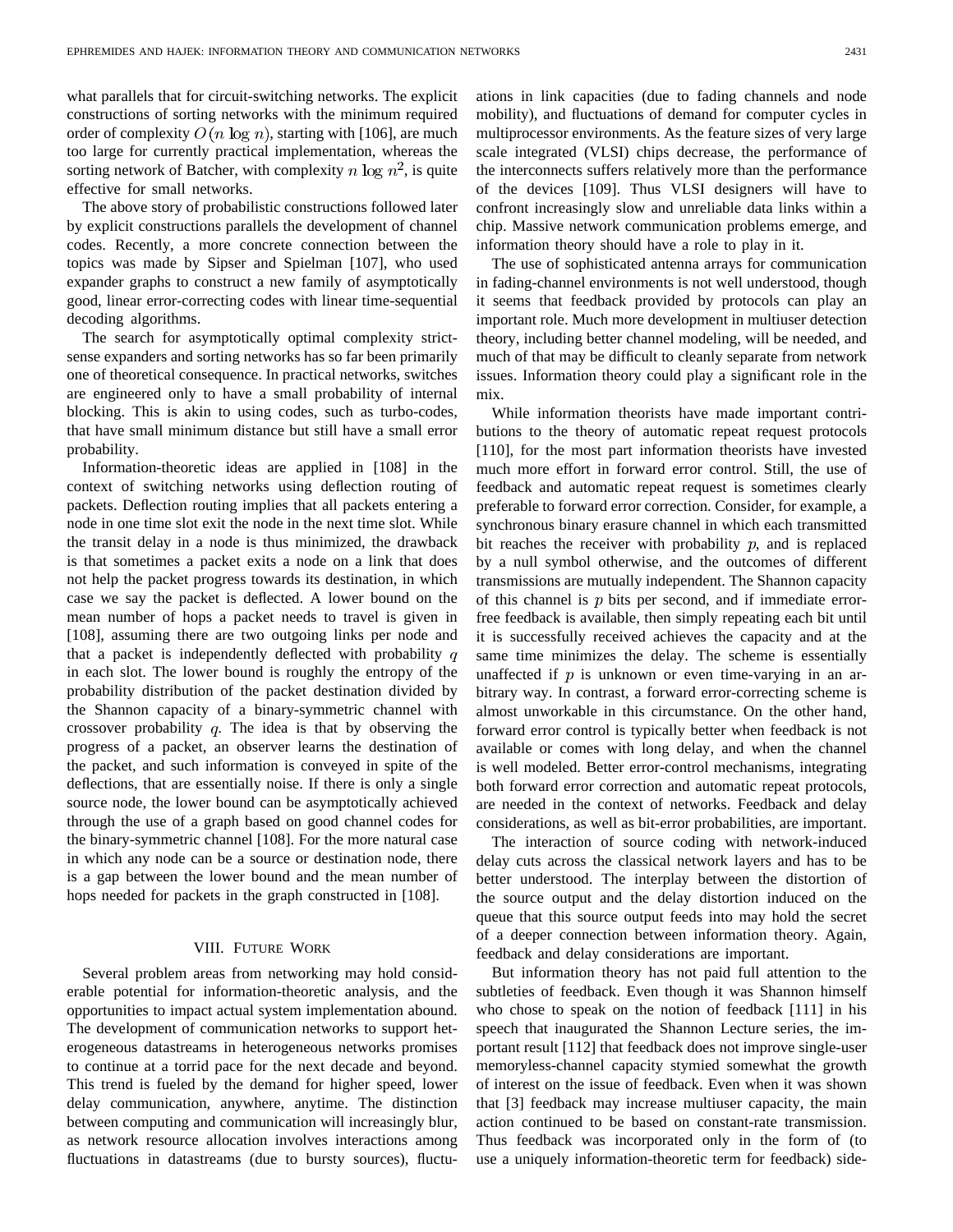what parallels that for circuit-switching networks. The explicit constructions of sorting networks with the minimum required order of complexity $O(n \log n)$, starting with [106], are much too large for currently practical implementation, whereas the sorting network of Batcher, with complexity $n \log n^2$, is quite effective for small networks.

The above story of probabilistic constructions followed later by explicit constructions parallels the development of channel codes. Recently, a more concrete connection between the topics was made by Sipser and Spielman [107], who used expander graphs to construct a new family of asymptotically good, linear error-correcting codes with linear time-sequential decoding algorithms.

The search for asymptotically optimal complexity strict-sense expanders and sorting networks has so far been primarily one of theoretical consequence. In practical networks, switches are engineered only to have a small probability of internal blocking. This is akin to using codes, such as turbo-codes, that have small minimum distance but still have a small error probability.

Information-theoretic ideas are applied in [108] in the context of switching networks using deflection routing of packets. Deflection routing implies that all packets entering a node in one time slot exit the node in the next time slot. While the transit delay in a node is thus minimized, the drawback is that sometimes a packet exits a node on a link that does not help the packet progress towards its destination, in which case we say the packet is deflected. A lower bound on the mean number of hops a packet needs to travel is given in [108], assuming there are two outgoing links per node and that a packet is independently deflected with probability $q$ in each slot. The lower bound is roughly the entropy of the probability distribution of the packet destination divided by the Shannon capacity of a binary-symmetric channel with crossover probability $q$. The idea is that by observing the progress of a packet, an observer learns the destination of the packet, and such information is conveyed in spite of the deflections, that are essentially noise. If there is only a single source node, the lower bound can be asymptotically achieved through the use of a graph based on good channel codes for the binary-symmetric channel [108]. For the more natural case in which any node can be a source or destination node, there is a gap between the lower bound and the mean number of hops needed for packets in the graph constructed in [108].

## VIII. Future Work

Several problem areas from networking may hold considerable potential for information-theoretic analysis, and the opportunities to impact actual system implementation abound. The development of communication networks to support heterogeneous datastreams in heterogeneous networks promises to continue at a torrid pace for the next decade and beyond. This trend is fueled by the demand for higher speed, lower delay communication, anywhere, anytime. The distinction between computing and communication will increasingly blur, as network resource allocation involves interactions among fluctuations in datastreams (due to bursty sources), fluctuations in link capacities (due to fading channels and node mobility), and fluctuations of demand for computer cycles in multiprocessor environments. As the feature sizes of very large scale integrated (VLSI) chips decrease, the performance of the interconnects suffers relatively more than the performance of the devices [109]. Thus VLSI designers will have to confront increasingly slow and unreliable data links within a chip. Massive network communication problems emerge, and information theory should have a role to play in it.

The use of sophisticated antenna arrays for communication in fading-channel environments is not well understood, though it seems that feedback provided by protocols can play an important role. Much more development in multiuser detection theory, including better channel modeling, will be needed, and much of that may be difficult to cleanly separate from network issues. Information theory could play a significant role in the mix.

While information theorists have made important contributions to the theory of automatic repeat request protocols [110], for the most part information theorists have invested much more effort in forward error control. Still, the use of feedback and automatic repeat request is sometimes clearly preferable to forward error correction. Consider, for example, a synchronous binary erasure channel in which each transmitted bit reaches the receiver with probability $p$, and is replaced by a null symbol otherwise, and the outcomes of different transmissions are mutually independent. The Shannon capacity of this channel is $p$ bits per second, and if immediate error-free feedback is available, then simply repeating each bit until it is successfully received achieves the capacity and at the same time minimizes the delay. The scheme is essentially unaffected if $p$ is unknown or even time-varying in an arbitrary way. In contrast, a forward error-correcting scheme is almost unworkable in this circumstance. On the other hand, forward error control is typically better when feedback is not available or comes with long delay, and when the channel is well modeled. Better error-control mechanisms, integrating both forward error correction and automatic repeat protocols, are needed in the context of networks. Feedback and delay considerations, as well as bit-error probabilities, are important.

The interaction of source coding with network-induced delay cuts across the classical network layers and has to be better understood. The interplay between the distortion of the source output and the delay distortion induced on the queue that this source output feeds into may hold the secret of a deeper connection between information theory. Again, feedback and delay considerations are important.

But information theory has not paid full attention to the subtleties of feedback. Even though it was Shannon himself who chose to speak on the notion of feedback [111] in his speech that inaugurated the Shannon Lecture series, the important result [112] that feedback does not improve single-user memoryless-channel capacity stymied somewhat the growth of interest on the issue of feedback. Even when it was shown that [3] feedback may increase multiuser capacity, the main action continued to be based on constant-rate transmission. Thus feedback was incorporated only in the form of (to use a uniquely information-theoretic term for feedback) side-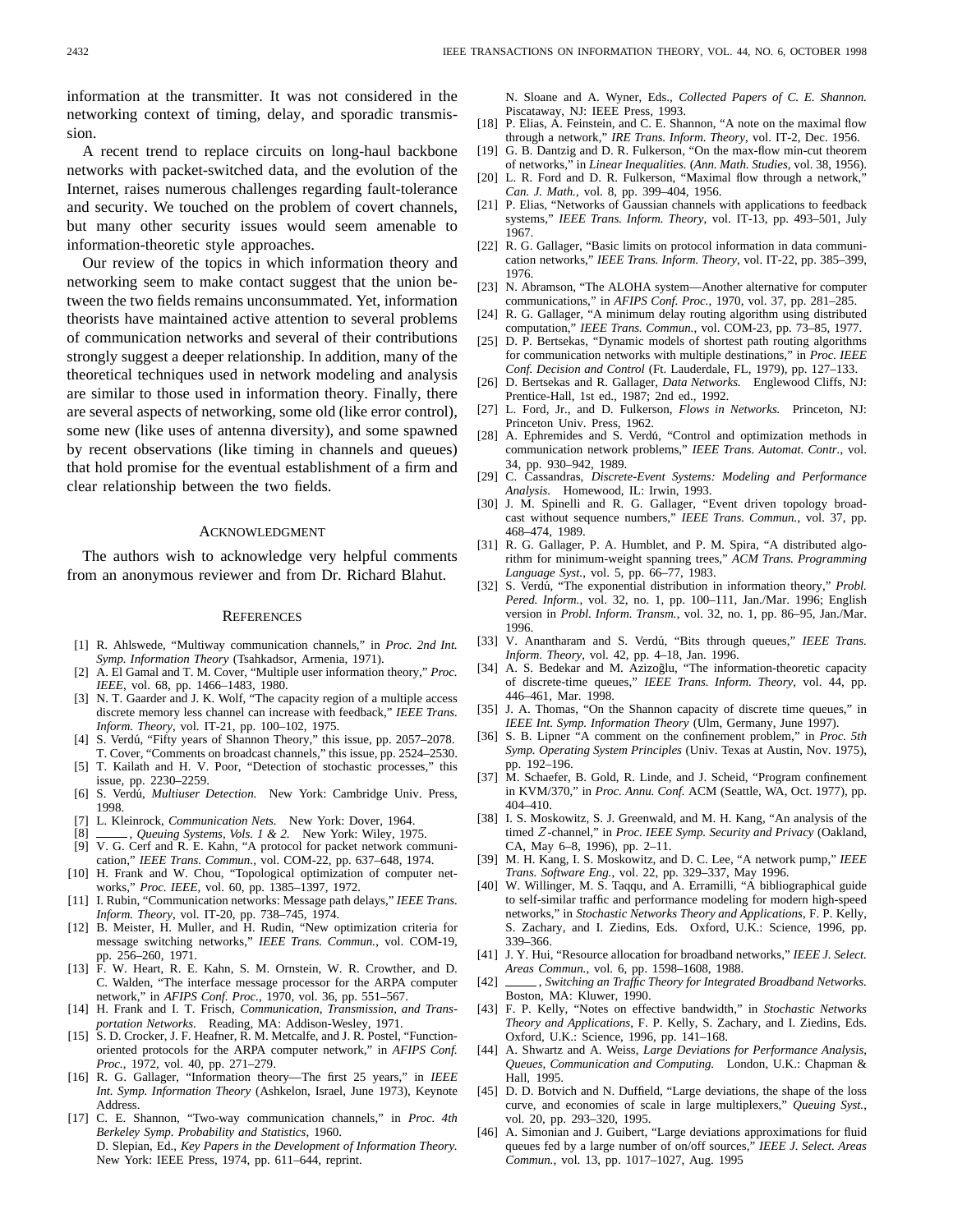information at the transmitter. It was not considered in the networking context of timing, delay, and sporadic transmission.

A recent trend to replace circuits on long-haul backbone networks with packet-switched data, and the evolution of the Internet, raises numerous challenges regarding fault-tolerance and security. We touched on the problem of covert channels, but many other security issues would seem amenable to information-theoretic style approaches.

Our review of the topics in which information theory and networking seem to make contact suggest that the union between the two fields remains unconsummated. Yet, information theorists have maintained active attention to several problems of communication networks and several of their contributions strongly suggest a deeper relationship. In addition, many of the theoretical techniques used in network modeling and analysis are similar to those used in information theory. Finally, there are several aspects of networking, some old (like error control), some new (like uses of antenna diversity), and some spawned by recent observations (like timing in channels and queues) that hold promise for the eventual establishment of a firm and clear relationship between the two fields.

## Acknowledgment

The authors wish to acknowledge very helpful comments from an anonymous reviewer and from Dr. Richard Blahut.

## References

[1] R. Ahlswede, "Multiway communication channels," in *Proc. 2nd Int. Symp. Information Theory* (Tsahkadsor, Armenia, 1971).

[2] A. El Gamal and T. M. Cover, "Multiple user information theory," *Proc. IEEE*, vol. 68, pp. 1466–1483, 1980.

[3] N. T. Gaarder and J. K. Wolf, "The capacity region of a multiple access discrete memory less channel can increase with feedback," *IEEE Trans. Inform. Theory*, vol. IT-21, pp. 100–102, 1975.

[4] S. Verdú, "Fifty years of Shannon Theory," this issue, pp. 2057–2078. T. Cover, "Comments on broadcast channels," this issue, pp. 2524–2530.

[5] T. Kailath and H. V. Poor, "Detection of stochastic processes," this issue, pp. 2230–2259.

[6] S. Verdú, *Multiuser Detection.* New York: Cambridge Univ. Press, 1998.

[7] L. Kleinrock, *Communication Nets.* New York: Dover, 1964.

[8] ——, *Queuing Systems, Vols. 1 & 2.* New York: Wiley, 1975.

[9] V. G. Cerf and R. E. Kahn, "A protocol for packet network communication," *IEEE Trans. Commun.*, vol. COM-22, pp. 637–648, 1974.

[10] H. Frank and W. Chou, "Topological optimization of computer networks," *Proc. IEEE*, vol. 60, pp. 1385–1397, 1972.

[11] I. Rubin, "Communication networks: Message path delays," *IEEE Trans. Inform. Theory*, vol. IT-20, pp. 738–745, 1974.

[12] B. Meister, H. Muller, and H. Rudin, "New optimization criteria for message switching networks," *IEEE Trans. Commun.*, vol. COM-19, pp. 256–260, 1971.

[13] F. W. Heart, R. E. Kahn, S. M. Ornstein, W. R. Crowther, and D. C. Walden, "The interface message processor for the ARPA computer network," in *AFIPS Conf. Proc.*, 1970, vol. 36, pp. 551–567.

[14] H. Frank and I. T. Frisch, *Communication, Transmission, and Transportation Networks.* Reading, MA: Addison-Wesley, 1971.

[15] S. D. Crocker, J. F. Heafner, R. M. Metcalfe, and J. R. Postel, "Function-oriented protocols for the ARPA computer network," in *AFIPS Conf. Proc.*, 1972, vol. 40, pp. 271–279.

[16] R. G. Gallager, "Information theory—The first 25 years," in *IEEE Int. Symp. Information Theory* (Ashkelon, Israel, June 1973), Keynote Address.

[17] C. E. Shannon, "Two-way communication channels," in *Proc. 4th Berkeley Symp. Probability and Statistics*, 1960. D. Slepian, Ed., *Key Papers in the Development of Information Theory.* New York: IEEE Press, 1974, pp. 611–644, reprint. N. Sloane and A. Wyner, Eds., *Collected Papers of C. E. Shannon.* Piscataway, NJ: IEEE Press, 1993.

[18] P. Elias, A. Feinstein, and C. E. Shannon, "A note on the maximal flow through a network," *IRE Trans. Inform. Theory*, vol. IT-2, Dec. 1956.

[19] G. B. Dantzig and D. R. Fulkerson, "On the max-flow min-cut theorem of networks," in *Linear Inequalities.* (*Ann. Math. Studies*, vol. 38, 1956).

[20] L. R. Ford and D. R. Fulkerson, "Maximal flow through a network," *Can. J. Math.*, vol. 8, pp. 399–404, 1956.

[21] P. Elias, "Networks of Gaussian channels with applications to feedback systems," *IEEE Trans. Inform. Theory*, vol. IT-13, pp. 493–501, July 1967.

[22] R. G. Gallager, "Basic limits on protocol information in data communication networks," *IEEE Trans. Inform. Theory*, vol. IT-22, pp. 385–399, 1976.

[23] N. Abramson, "The ALOHA system—Another alternative for computer communications," in *AFIPS Conf. Proc.*, 1970, vol. 37, pp. 281–285.

[24] R. G. Gallager, "A minimum delay routing algorithm using distributed computation," *IEEE Trans. Commun.*, vol. COM-23, pp. 73–85, 1977.

[25] D. P. Bertsekas, "Dynamic models of shortest path routing algorithms for communication networks with multiple destinations," in *Proc. IEEE Conf. Decision and Control* (Ft. Lauderdale, FL, 1979), pp. 127–133.

[26] D. Bertsekas and R. Gallager, *Data Networks.* Englewood Cliffs, NJ: Prentice-Hall, 1st ed., 1987; 2nd ed., 1992.

[27] L. Ford, Jr., and D. Fulkerson, *Flows in Networks.* Princeton, NJ: Princeton Univ. Press, 1962.

[28] A. Ephremides and S. Verdú, "Control and optimization methods in communication network problems," *IEEE Trans. Automat. Contr.*, vol. 34, pp. 930–942, 1989.

[29] C. Cassandras, *Discrete-Event Systems: Modeling and Performance Analysis.* Homewood, IL: Irwin, 1993.

[30] J. M. Spinelli and R. G. Gallager, "Event driven topology broadcast without sequence numbers," *IEEE Trans. Commun.*, vol. 37, pp. 468–474, 1989.

[31] R. G. Gallager, P. A. Humblet, and P. M. Spira, "A distributed algorithm for minimum-weight spanning trees," *ACM Trans. Programming Language Syst.*, vol. 5, pp. 66–77, 1983.

[32] S. Verdú, "The exponential distribution in information theory," *Probl. Pered. Inform.*, vol. 32, no. 1, pp. 100–111, Jan./Mar. 1996; English version in *Probl. Inform. Transm.*, vol. 32, no. 1, pp. 86–95, Jan./Mar. 1996.

[33] V. Anantharam and S. Verdú, "Bits through queues," *IEEE Trans. Inform. Theory*, vol. 42, pp. 4–18, Jan. 1996.

[34] A. S. Bedekar and M. Azizoğlu, "The information-theoretic capacity of discrete-time queues," *IEEE Trans. Inform. Theory*, vol. 44, pp. 446–461, Mar. 1998.

[35] J. A. Thomas, "On the Shannon capacity of discrete time queues," in *IEEE Int. Symp. Information Theory* (Ulm, Germany, June 1997).

[36] S. B. Lipner "A comment on the confinement problem," in *Proc. 5th Symp. Operating System Principles* (Univ. Texas at Austin, Nov. 1975), pp. 192–196.

[37] M. Schaefer, B. Gold, R. Linde, and J. Scheid, "Program confinement in KVM/370," in *Proc. Annu. Conf.* ACM (Seattle, WA, Oct. 1977), pp. 404–410.

[38] I. S. Moskowitz, S. J. Greenwald, and M. H. Kang, "An analysis of the timed $Z$-channel," in *Proc. IEEE Symp. Security and Privacy* (Oakland, CA, May 6–8, 1996), pp. 2–11.

[39] M. H. Kang, I. S. Moskowitz, and D. C. Lee, "A network pump," *IEEE Trans. Software Eng.*, vol. 22, pp. 329–337, May 1996.

[40] W. Willinger, M. S. Taqqu, and A. Erramilli, "A bibliographical guide to self-similar traffic and performance modeling for modern high-speed networks," in *Stochastic Networks Theory and Applications*, F. P. Kelly, S. Zachary, and I. Ziedins, Eds. Oxford, U.K.: Science, 1996, pp. 339–366.

[41] J. Y. Hui, "Resource allocation for broadband networks," *IEEE J. Select. Areas Commun.*, vol. 6, pp. 1598–1608, 1988.

[42] ——, *Switching an Traffic Theory for Integrated Broadband Networks.* Boston, MA: Kluwer, 1990.

[43] F. P. Kelly, "Notes on effective bandwidth," in *Stochastic Networks Theory and Applications*, F. P. Kelly, S. Zachary, and I. Ziedins, Eds. Oxford, U.K.: Science, 1996, pp. 141–168.

[44] A. Shwartz and A. Weiss, *Large Deviations for Performance Analysis, Queues, Communication and Computing.* London, U.K.: Chapman & Hall, 1995.

[45] D. D. Botvich and N. Duffield, "Large deviations, the shape of the loss curve, and economies of scale in large multiplexers," *Queuing Syst.*, vol. 20, pp. 293–320, 1995.

[46] A. Simonian and J. Guibert, "Large deviations approximations for fluid queues fed by a large number of on/off sources," *IEEE J. Select. Areas Commun.*, vol. 13, pp. 1017–1027, Aug. 1995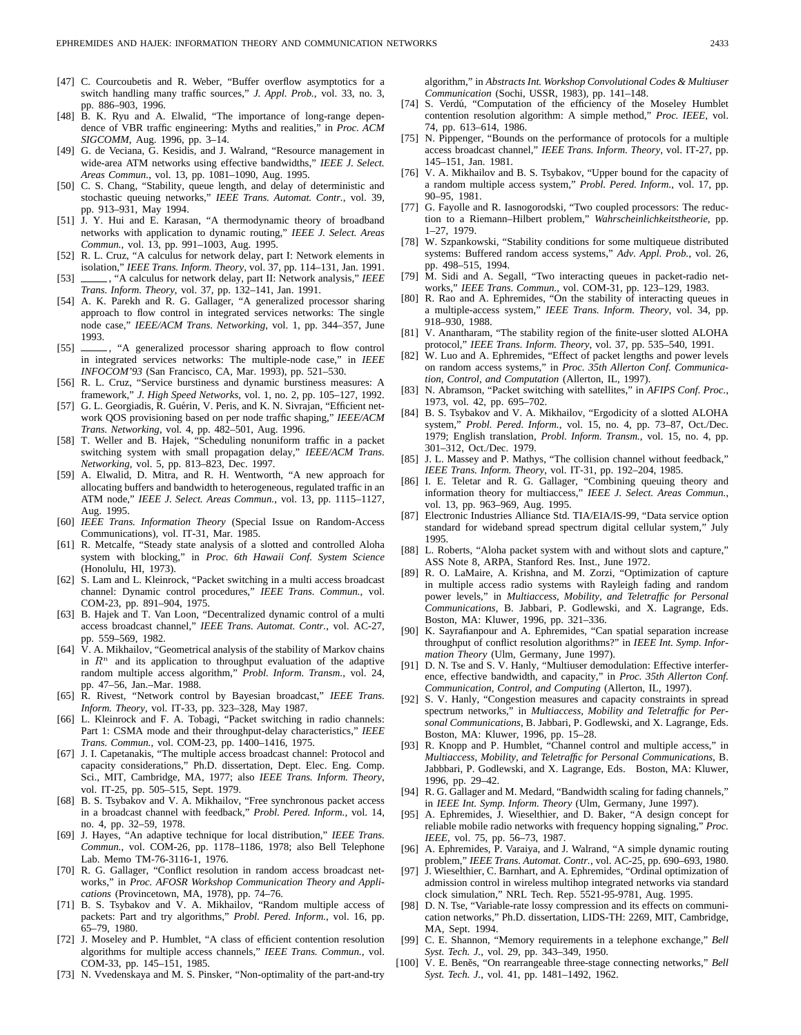[47] C. Courcoubetis and R. Weber, "Buffer overflow asymptotics for a switch handling many traffic sources," *J. Appl. Prob.*, vol. 33, no. 3, pp. 886–903, 1996.

[48] B. K. Ryu and A. Elwalid, "The importance of long-range dependence of VBR traffic engineering: Myths and realities," in *Proc. ACM SIGCOMM*, Aug. 1996, pp. 3–14.

[49] G. de Veciana, G. Kesidis, and J. Walrand, "Resource management in wide-area ATM networks using effective bandwidths," *IEEE J. Select. Areas Commun.*, vol. 13, pp. 1081–1090, Aug. 1995.

[50] C. S. Chang, "Stability, queue length, and delay of deterministic and stochastic queuing networks," *IEEE Trans. Automat. Contr.*, vol. 39, pp. 913–931, May 1994.

[51] J. Y. Hui and E. Karasan, "A thermodynamic theory of broadband networks with application to dynamic routing," *IEEE J. Select. Areas Commun.*, vol. 13, pp. 991–1003, Aug. 1995.

[52] R. L. Cruz, "A calculus for network delay, part I: Network elements in isolation," *IEEE Trans. Inform. Theory*, vol. 37, pp. 114–131, Jan. 1991.

[53] ——, "A calculus for network delay, part II: Network analysis," *IEEE Trans. Inform. Theory*, vol. 37, pp. 132–141, Jan. 1991.

[54] A. K. Parekh and R. G. Gallager, "A generalized processor sharing approach to flow control in integrated services networks: The single node case," *IEEE/ACM Trans. Networking*, vol. 1, pp. 344–357, June 1993.

[55] ——, "A generalized processor sharing approach to flow control in integrated services networks: The multiple-node case," in *IEEE INFOCOM'93* (San Francisco, CA, Mar. 1993), pp. 521–530.

[56] R. L. Cruz, "Service burstiness and dynamic burstiness measures: A framework," *J. High Speed Networks*, vol. 1, no. 2, pp. 105–127, 1992.

[57] G. L. Georgiadis, R. Guérin, V. Peris, and K. N. Sivrajan, "Efficient network QOS provisioning based on per node traffic shaping," *IEEE/ACM Trans. Networking*, vol. 4, pp. 482–501, Aug. 1996.

[58] T. Weller and B. Hajek, "Scheduling nonuniform traffic in a packet switching system with small propagation delay," *IEEE/ACM Trans. Networking*, vol. 5, pp. 813–823, Dec. 1997.

[59] A. Elwalid, D. Mitra, and R. H. Wentworth, "A new approach for allocating buffers and bandwidth to heterogeneous, regulated traffic in an ATM node," *IEEE J. Select. Areas Commun.*, vol. 13, pp. 1115–1127, Aug. 1995.

[60] *IEEE Trans. Information Theory* (Special Issue on Random-Access Communications), vol. IT-31, Mar. 1985.

[61] R. Metcalfe, "Steady state analysis of a slotted and controlled Aloha system with blocking," in *Proc. 6th Hawaii Conf. System Science* (Honolulu, HI, 1973).

[62] S. Lam and L. Kleinrock, "Packet switching in a multi access broadcast channel: Dynamic control procedures," *IEEE Trans. Commun.*, vol. COM-23, pp. 891–904, 1975.

[63] B. Hajek and T. Van Loon, "Decentralized dynamic control of a multi access broadcast channel," *IEEE Trans. Automat. Contr.*, vol. AC-27, pp. 559–569, 1982.

[64] V. A. Mikhailov, "Geometrical analysis of the stability of Markov chains in $R^n$ and its application to throughput evaluation of the adaptive random multiple access algorithm," *Probl. Inform. Transm.*, vol. 24, pp. 47–56, Jan.–Mar. 1988.

[65] R. Rivest, "Network control by Bayesian broadcast," *IEEE Trans. Inform. Theory*, vol. IT-33, pp. 323–328, May 1987.

[66] L. Kleinrock and F. A. Tobagi, "Packet switching in radio channels: Part 1: CSMA mode and their throughput-delay characteristics," *IEEE Trans. Commun.*, vol. COM-23, pp. 1400–1416, 1975.

[67] J. I. Capetanakis, "The multiple access broadcast channel: Protocol and capacity considerations," Ph.D. dissertation, Dept. Elec. Eng. Comp. Sci., MIT, Cambridge, MA, 1977; also *IEEE Trans. Inform. Theory*, vol. IT-25, pp. 505–515, Sept. 1979.

[68] B. S. Tsybakov and V. A. Mikhailov, "Free synchronous packet access in a broadcast channel with feedback," *Probl. Pered. Inform.*, vol. 14, no. 4, pp. 32–59, 1978.

[69] J. Hayes, "An adaptive technique for local distribution," *IEEE Trans. Commun.*, vol. COM-26, pp. 1178–1186, 1978; also Bell Telephone Lab. Memo TM-76-3116-1, 1976.

[70] R. G. Gallager, "Conflict resolution in random access broadcast networks," in *Proc. AFOSR Workshop Communication Theory and Applications* (Provincetown, MA, 1978), pp. 74–76.

[71] B. S. Tsybakov and V. A. Mikhailov, "Random multiple access of packets: Part and try algorithms," *Probl. Pered. Inform.*, vol. 16, pp. 65–79, 1980.

[72] J. Moseley and P. Humblet, "A class of efficient contention resolution algorithms for multiple access channels," *IEEE Trans. Commun.*, vol. COM-33, pp. 145–151, 1985.

[73] N. Vvedenskaya and M. S. Pinsker, "Non-optimality of the part-and-try algorithm," in *Abstracts Int. Workshop Convolutional Codes & Multiuser Communication* (Sochi, USSR, 1983), pp. 141–148.

[74] S. Verdú, "Computation of the efficiency of the Moseley Humblet contention resolution algorithm: A simple method," *Proc. IEEE*, vol. 74, pp. 613–614, 1986.

[75] N. Pippenger, "Bounds on the performance of protocols for a multiple access broadcast channel," *IEEE Trans. Inform. Theory*, vol. IT-27, pp. 145–151, Jan. 1981.

[76] V. A. Mikhailov and B. S. Tsybakov, "Upper bound for the capacity of a random multiple access system," *Probl. Pered. Inform.*, vol. 17, pp. 90–95, 1981.

[77] G. Fayolle and R. Iasnogorodski, "Two coupled processors: The reduction to a Riemann–Hilbert problem," *Wahrscheinlichkeitstheorie*, pp. 1–27, 1979.

[78] W. Szpankowski, "Stability conditions for some multiqueue distributed systems: Buffered random access systems," *Adv. Appl. Prob.*, vol. 26, pp. 498–515, 1994.

[79] M. Sidi and A. Segall, "Two interacting queues in packet-radio networks," *IEEE Trans. Commun.*, vol. COM-31, pp. 123–129, 1983.

[80] R. Rao and A. Ephremides, "On the stability of interacting queues in a multiple-access system," *IEEE Trans. Inform. Theory*, vol. 34, pp. 918–930, 1988.

[81] V. Anantharam, "The stability region of the finite-user slotted ALOHA protocol," *IEEE Trans. Inform. Theory*, vol. 37, pp. 535–540, 1991.

[82] W. Luo and A. Ephremides, "Effect of packet lengths and power levels on random access systems," in *Proc. 35th Allerton Conf. Communication, Control, and Computation* (Allerton, IL, 1997).

[83] N. Abramson, "Packet switching with satellites," in *AFIPS Conf. Proc.*, 1973, vol. 42, pp. 695–702.

[84] B. S. Tsybakov and V. A. Mikhailov, "Ergodicity of a slotted ALOHA system," *Probl. Pered. Inform.*, vol. 15, no. 4, pp. 73–87, Oct./Dec. 1979; English translation, *Probl. Inform. Transm.*, vol. 15, no. 4, pp. 301–312, Oct./Dec. 1979.

[85] J. L. Massey and P. Mathys, "The collision channel without feedback," *IEEE Trans. Inform. Theory*, vol. IT-31, pp. 192–204, 1985.

[86] I. E. Teletar and R. G. Gallager, "Combining queuing theory and information theory for multiaccess," *IEEE J. Select. Areas Commun.*, vol. 13, pp. 963–969, Aug. 1995.

[87] Electronic Industries Alliance Std. TIA/EIA/IS-99, "Data service option standard for wideband spread spectrum digital cellular system," July 1995.

[88] L. Roberts, "Aloha packet system with and without slots and capture," ASS Note 8, ARPA, Stanford Res. Inst., June 1972.

[89] R. O. LaMaire, A. Krishna, and M. Zorzi, "Optimization of capture in multiple access radio systems with Rayleigh fading and random power levels," in *Multiaccess, Mobility, and Teletraffic for Personal Communications*, B. Jabbari, P. Godlewski, and X. Lagrange, Eds. Boston, MA: Kluwer, 1996, pp. 321–336.

[90] K. Sayrafianpour and A. Ephremides, "Can spatial separation increase throughput of conflict resolution algorithms?" in *IEEE Int. Symp. Information Theory* (Ulm, Germany, June 1997).

[91] D. N. Tse and S. V. Hanly, "Multiuser demodulation: Effective interference, effective bandwidth, and capacity," in *Proc. 35th Allerton Conf. Communication, Control, and Computing* (Allerton, IL, 1997).

[92] S. V. Hanly, "Congestion measures and capacity constraints in spread spectrum networks," in *Multiaccess, Mobility and Teletraffic for Personal Communications*, B. Jabbari, P. Godlewski, and X. Lagrange, Eds. Boston, MA: Kluwer, 1996, pp. 15–28.

[93] R. Knopp and P. Humblet, "Channel control and multiple access," in *Multiaccess, Mobility, and Teletraffic for Personal Communications*, B. Jabbbari, P. Godlewski, and X. Lagrange, Eds. Boston, MA: Kluwer, 1996, pp. 29–42.

[94] R. G. Gallager and M. Medard, "Bandwidth scaling for fading channels," in *IEEE Int. Symp. Inform. Theory* (Ulm, Germany, June 1997).

[95] A. Ephremides, J. Wieselthier, and D. Baker, "A design concept for reliable mobile radio networks with frequency hopping signaling," *Proc. IEEE*, vol. 75, pp. 56–73, 1987.

[96] A. Ephremides, P. Varaiya, and J. Walrand, "A simple dynamic routing problem," *IEEE Trans. Automat. Contr.*, vol. AC-25, pp. 690–693, 1980.

[97] J. Wieselthier, C. Barnhart, and A. Ephremides, "Ordinal optimization of admission control in wireless multihop integrated networks via standard clock simulation," NRL Tech. Rep. 5521-95-9781, Aug. 1995.

[98] D. N. Tse, "Variable-rate lossy compression and its effects on communication networks," Ph.D. dissertation, LIDS-TH: 2269, MIT, Cambridge, MA, Sept. 1994.

[99] C. E. Shannon, "Memory requirements in a telephone exchange," *Bell Syst. Tech. J.*, vol. 29, pp. 343–349, 1950.

[100] V. E. Beněs, "On rearrangeable three-stage connecting networks," *Bell Syst. Tech. J.*, vol. 41, pp. 1481–1492, 1962.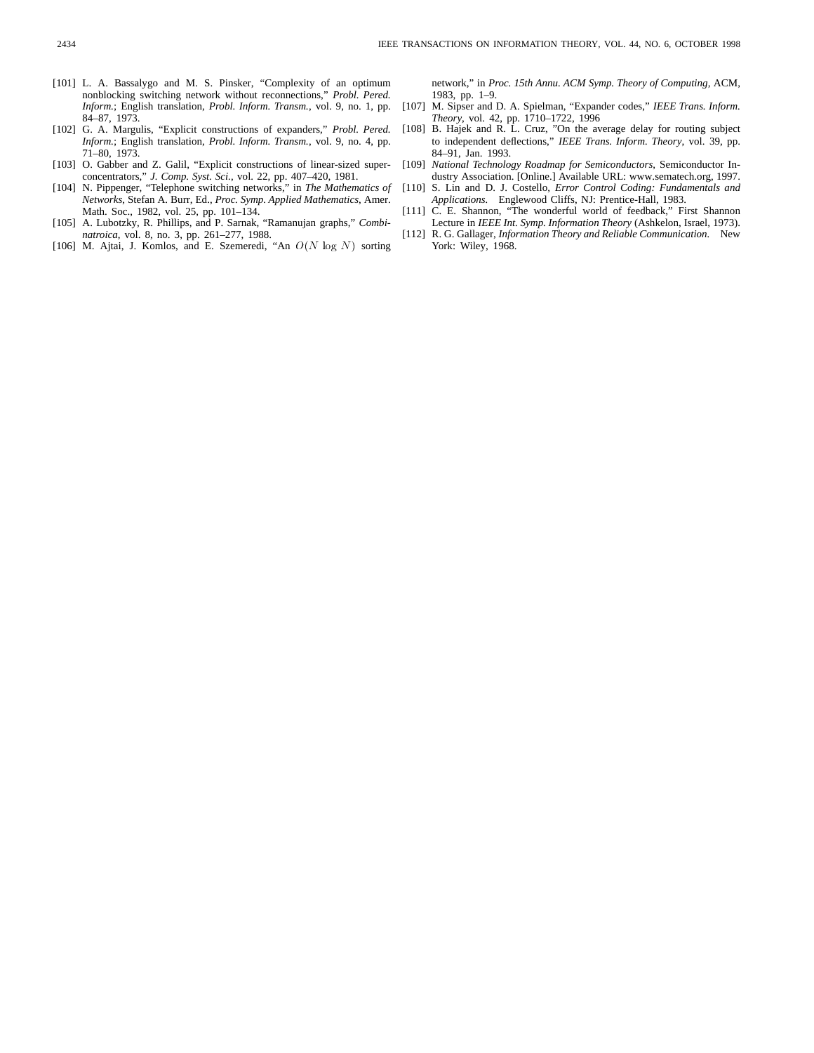[101] L. A. Bassalygo and M. S. Pinsker, "Complexity of an optimum nonblocking switching network without reconnections," *Probl. Pered. Inform.*; English translation, *Probl. Inform. Transm.*, vol. 9, no. 1, pp. 84–87, 1973.

[102] G. A. Margulis, "Explicit constructions of expanders," *Probl. Pered. Inform.*; English translation, *Probl. Inform. Transm.*, vol. 9, no. 4, pp. 71–80, 1973.

[103] O. Gabber and Z. Galil, "Explicit constructions of linear-sized superconcentrators," *J. Comp. Syst. Sci.*, vol. 22, pp. 407–420, 1981.

[104] N. Pippenger, "Telephone switching networks," in *The Mathematics of Networks*, Stefan A. Burr, Ed., *Proc. Symp. Applied Mathematics*, Amer. Math. Soc., 1982, vol. 25, pp. 101–134.

[105] A. Lubotzky, R. Phillips, and P. Sarnak, "Ramanujan graphs," *Combinatroica*, vol. 8, no. 3, pp. 261–277, 1988.

[106] M. Ajtai, J. Komlos, and E. Szemeredi, "An $O(N \log N)$ sorting network," in *Proc. 15th Annu. ACM Symp. Theory of Computing*, ACM, 1983, pp. 1–9.

[107] M. Sipser and D. A. Spielman, "Expander codes," *IEEE Trans. Inform. Theory*, vol. 42, pp. 1710–1722, 1996

[108] B. Hajek and R. L. Cruz, "On the average delay for routing subject to independent deflections," *IEEE Trans. Inform. Theory*, vol. 39, pp. 84–91, Jan. 1993.

[109] *National Technology Roadmap for Semiconductors*, Semiconductor Industry Association. [Online.] Available URL: www.sematech.org, 1997.

[110] S. Lin and D. J. Costello, *Error Control Coding: Fundamentals and Applications.* Englewood Cliffs, NJ: Prentice-Hall, 1983.

[111] C. E. Shannon, "The wonderful world of feedback," First Shannon Lecture in *IEEE Int. Symp. Information Theory* (Ashkelon, Israel, 1973).

[112] R. G. Gallager, *Information Theory and Reliable Communication*. New York: Wiley, 1968.